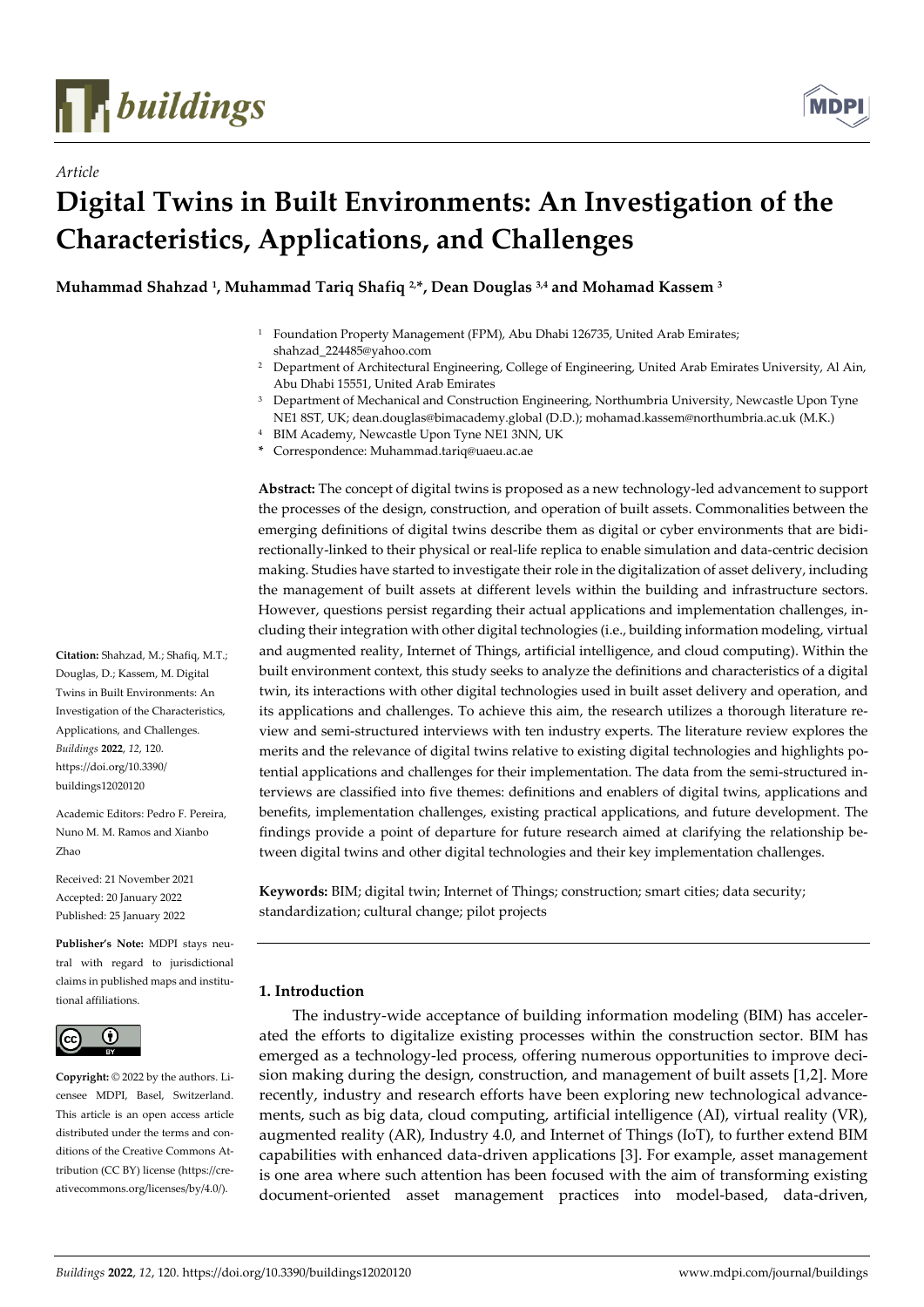*Article*

# Digital Twins in Built Environments: An Investigation of the Characteristics, Applications, and Challenges

**Muhammad Shahzad [1], Muhammad Tariq Shafiq [2,*], Dean Douglas [3,4] and Mohamad Kassem [3]**

[1] Foundation Property Management (FPM), Abu Dhabi 126735, United Arab Emirates; shahzad_224485@yahoo.com

[2] Department of Architectural Engineering, College of Engineering, United Arab Emirates University, Al Ain, Abu Dhabi 15551, United Arab Emirates

[3] Department of Mechanical and Construction Engineering, Northumbria University, Newcastle Upon Tyne NE1 8ST, UK; dean.douglas@bimacademy.global (D.D.); mohamad.kassem@northumbria.ac.uk (M.K.)

[4] BIM Academy, Newcastle Upon Tyne NE1 3NN, UK

* Correspondence: Muhammad.tariq@uaeu.ac.ae

**Abstract:** The concept of digital twins is proposed as a new technology-led advancement to support the processes of the design, construction, and operation of built assets. Commonalities between the emerging definitions of digital twins describe them as digital or cyber environments that are bidirectionally-linked to their physical or real-life replica to enable simulation and data-centric decision making. Studies have started to investigate their role in the digitalization of asset delivery, including the management of built assets at different levels within the building and infrastructure sectors. However, questions persist regarding their actual applications and implementation challenges, including their integration with other digital technologies (i.e., building information modeling, virtual and augmented reality, Internet of Things, artificial intelligence, and cloud computing). Within the built environment context, this study seeks to analyze the definitions and characteristics of a digital twin, its interactions with other digital technologies used in built asset delivery and operation, and its applications and challenges. To achieve this aim, the research utilizes a thorough literature review and semi-structured interviews with ten industry experts. The literature review explores the merits and the relevance of digital twins relative to existing digital technologies and highlights potential applications and challenges for their implementation. The data from the semi-structured interviews are classified into five themes: definitions and enablers of digital twins, applications and benefits, implementation challenges, existing practical applications, and future development. The findings provide a point of departure for future research aimed at clarifying the relationship between digital twins and other digital technologies and their key implementation challenges.

**Keywords:** BIM; digital twin; Internet of Things; construction; smart cities; data security; standardization; cultural change; pilot projects

**Citation:** Shahzad, M.; Shafiq, M.T.; Douglas, D.; Kassem, M. Digital Twins in Built Environments: An Investigation of the Characteristics, Applications, and Challenges. *Buildings* **2022**, *12*, 120. https://doi.org/10.3390/buildings12020120

Academic Editors: Pedro F. Pereira, Nuno M. M. Ramos and Xianbo Zhao

Received: 21 November 2021
Accepted: 20 January 2022
Published: 25 January 2022

**Publisher's Note:** MDPI stays neutral with regard to jurisdictional claims in published maps and institutional affiliations.

**Copyright:** © 2022 by the authors. Licensee MDPI, Basel, Switzerland. This article is an open access article distributed under the terms and conditions of the Creative Commons Attribution (CC BY) license (https://creativecommons.org/licenses/by/4.0/).

## 1. Introduction

The industry-wide acceptance of building information modeling (BIM) has accelerated the efforts to digitalize existing processes within the construction sector. BIM has emerged as a technology-led process, offering numerous opportunities to improve decision making during the design, construction, and management of built assets [1,2]. More recently, industry and research efforts have been exploring new technological advancements, such as big data, cloud computing, artificial intelligence (AI), virtual reality (VR), augmented reality (AR), Industry 4.0, and Internet of Things (IoT), to further extend BIM capabilities with enhanced data-driven applications [3]. For example, asset management is one area where such attention has been focused with the aim of transforming existing document-oriented asset management practices into model-based, data-driven,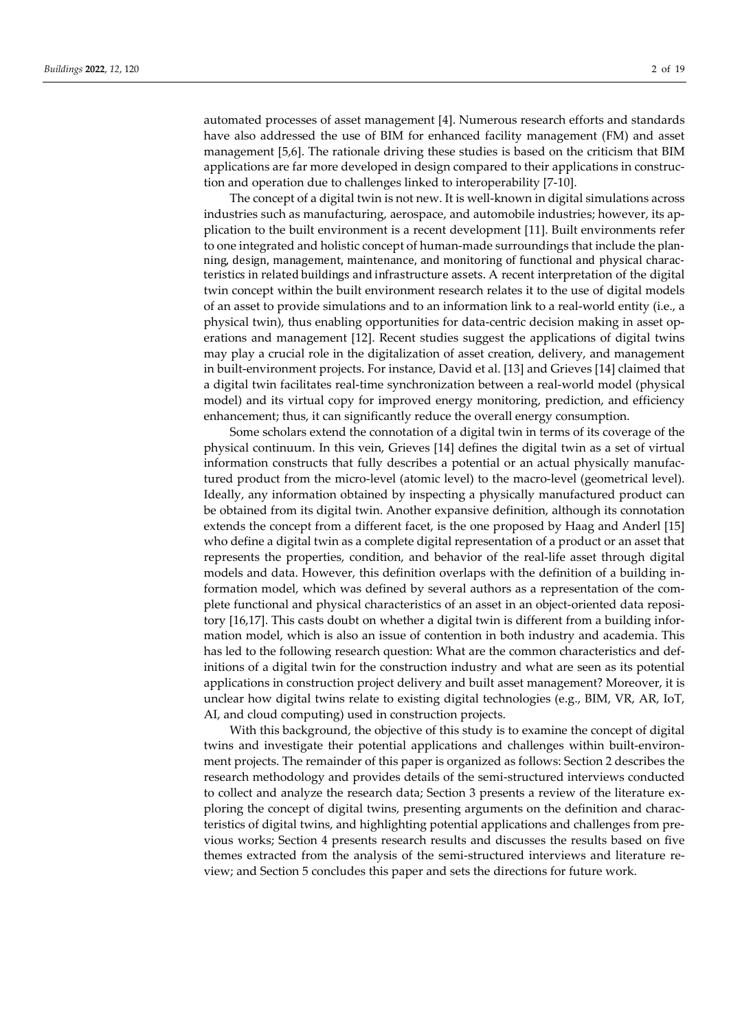automated processes of asset management [4]. Numerous research efforts and standards have also addressed the use of BIM for enhanced facility management (FM) and asset management [5,6]. The rationale driving these studies is based on the criticism that BIM applications are far more developed in design compared to their applications in construction and operation due to challenges linked to interoperability [7-10].

The concept of a digital twin is not new. It is well-known in digital simulations across industries such as manufacturing, aerospace, and automobile industries; however, its application to the built environment is a recent development [11]. Built environments refer to one integrated and holistic concept of human-made surroundings that include the planning, design, management, maintenance, and monitoring of functional and physical characteristics in related buildings and infrastructure assets. A recent interpretation of the digital twin concept within the built environment research relates it to the use of digital models of an asset to provide simulations and to an information link to a real-world entity (i.e., a physical twin), thus enabling opportunities for data-centric decision making in asset operations and management [12]. Recent studies suggest the applications of digital twins may play a crucial role in the digitalization of asset creation, delivery, and management in built-environment projects. For instance, David et al. [13] and Grieves [14] claimed that a digital twin facilitates real-time synchronization between a real-world model (physical model) and its virtual copy for improved energy monitoring, prediction, and efficiency enhancement; thus, it can significantly reduce the overall energy consumption.

Some scholars extend the connotation of a digital twin in terms of its coverage of the physical continuum. In this vein, Grieves [14] defines the digital twin as a set of virtual information constructs that fully describes a potential or an actual physically manufactured product from the micro-level (atomic level) to the macro-level (geometrical level). Ideally, any information obtained by inspecting a physically manufactured product can be obtained from its digital twin. Another expansive definition, although its connotation extends the concept from a different facet, is the one proposed by Haag and Anderl [15] who define a digital twin as a complete digital representation of a product or an asset that represents the properties, condition, and behavior of the real-life asset through digital models and data. However, this definition overlaps with the definition of a building information model, which was defined by several authors as a representation of the complete functional and physical characteristics of an asset in an object-oriented data repository [16,17]. This casts doubt on whether a digital twin is different from a building information model, which is also an issue of contention in both industry and academia. This has led to the following research question: What are the common characteristics and definitions of a digital twin for the construction industry and what are seen as its potential applications in construction project delivery and built asset management? Moreover, it is unclear how digital twins relate to existing digital technologies (e.g., BIM, VR, AR, IoT, AI, and cloud computing) used in construction projects.

With this background, the objective of this study is to examine the concept of digital twins and investigate their potential applications and challenges within built-environment projects. The remainder of this paper is organized as follows: Section 2 describes the research methodology and provides details of the semi-structured interviews conducted to collect and analyze the research data; Section 3 presents a review of the literature exploring the concept of digital twins, presenting arguments on the definition and characteristics of digital twins, and highlighting potential applications and challenges from previous works; Section 4 presents research results and discusses the results based on five themes extracted from the analysis of the semi-structured interviews and literature review; and Section 5 concludes this paper and sets the directions for future work.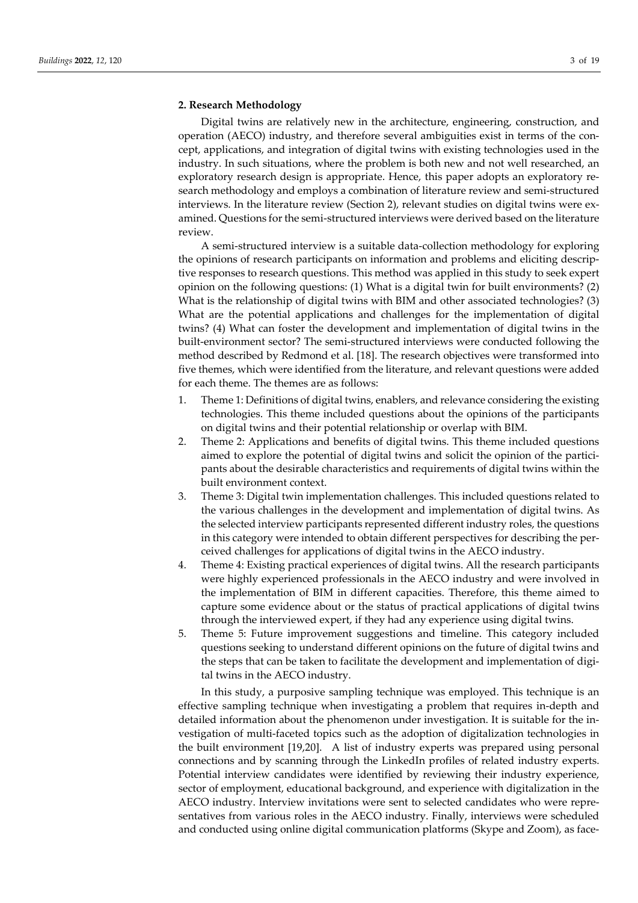## 2. Research Methodology

Digital twins are relatively new in the architecture, engineering, construction, and operation (AECO) industry, and therefore several ambiguities exist in terms of the concept, applications, and integration of digital twins with existing technologies used in the industry. In such situations, where the problem is both new and not well researched, an exploratory research design is appropriate. Hence, this paper adopts an exploratory research methodology and employs a combination of literature review and semi-structured interviews. In the literature review (Section 2), relevant studies on digital twins were examined. Questions for the semi-structured interviews were derived based on the literature review.

A semi-structured interview is a suitable data-collection methodology for exploring the opinions of research participants on information and problems and eliciting descriptive responses to research questions. This method was applied in this study to seek expert opinion on the following questions: (1) What is a digital twin for built environments? (2) What is the relationship of digital twins with BIM and other associated technologies? (3) What are the potential applications and challenges for the implementation of digital twins? (4) What can foster the development and implementation of digital twins in the built-environment sector? The semi-structured interviews were conducted following the method described by Redmond et al. [18]. The research objectives were transformed into five themes, which were identified from the literature, and relevant questions were added for each theme. The themes are as follows:

1. Theme 1: Definitions of digital twins, enablers, and relevance considering the existing technologies. This theme included questions about the opinions of the participants on digital twins and their potential relationship or overlap with BIM.
2. Theme 2: Applications and benefits of digital twins. This theme included questions aimed to explore the potential of digital twins and solicit the opinion of the participants about the desirable characteristics and requirements of digital twins within the built environment context.
3. Theme 3: Digital twin implementation challenges. This included questions related to the various challenges in the development and implementation of digital twins. As the selected interview participants represented different industry roles, the questions in this category were intended to obtain different perspectives for describing the perceived challenges for applications of digital twins in the AECO industry.
4. Theme 4: Existing practical experiences of digital twins. All the research participants were highly experienced professionals in the AECO industry and were involved in the implementation of BIM in different capacities. Therefore, this theme aimed to capture some evidence about or the status of practical applications of digital twins through the interviewed expert, if they had any experience using digital twins.
5. Theme 5: Future improvement suggestions and timeline. This category included questions seeking to understand different opinions on the future of digital twins and the steps that can be taken to facilitate the development and implementation of digital twins in the AECO industry.

In this study, a purposive sampling technique was employed. This technique is an effective sampling technique when investigating a problem that requires in-depth and detailed information about the phenomenon under investigation. It is suitable for the investigation of multi-faceted topics such as the adoption of digitalization technologies in the built environment [19,20]. A list of industry experts was prepared using personal connections and by scanning through the LinkedIn profiles of related industry experts. Potential interview candidates were identified by reviewing their industry experience, sector of employment, educational background, and experience with digitalization in the AECO industry. Interview invitations were sent to selected candidates who were representatives from various roles in the AECO industry. Finally, interviews were scheduled and conducted using online digital communication platforms (Skype and Zoom), as face-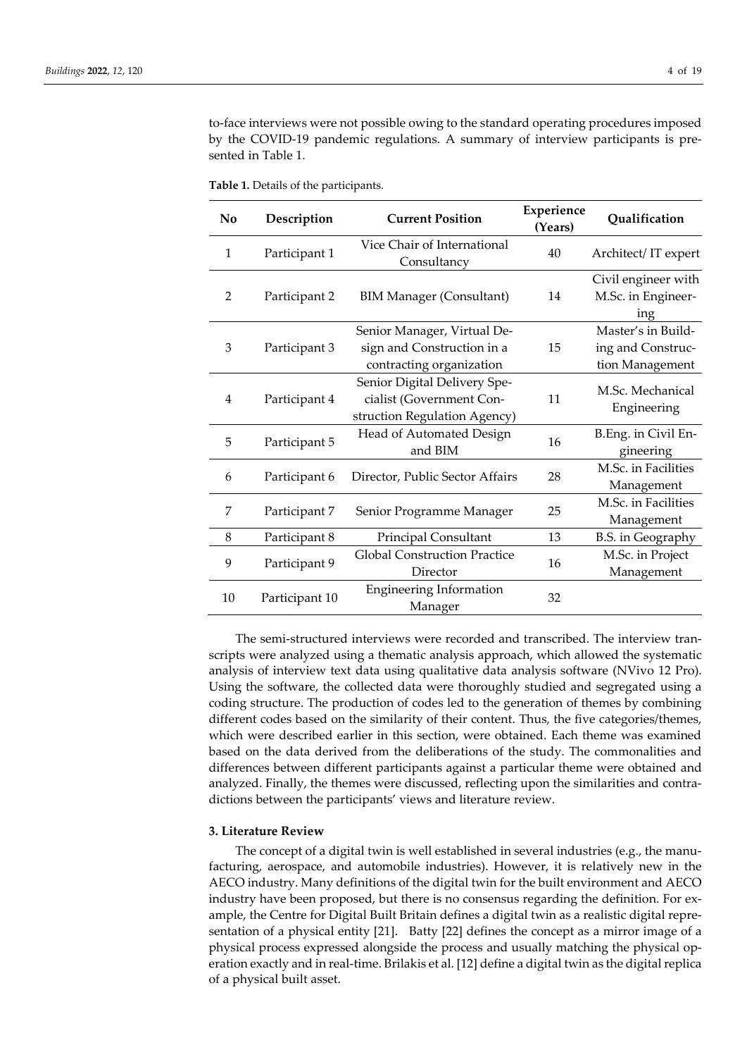to-face interviews were not possible owing to the standard operating procedures imposed by the COVID-19 pandemic regulations. A summary of interview participants is presented in Table 1.

**Table 1.** Details of the participants.

| No | Description | Current Position | Experience (Years) | Qualification |
|---|---|---|---|---|
| 1 | Participant 1 | Vice Chair of International Consultancy | 40 | Architect/ IT expert |
| 2 | Participant 2 | BIM Manager (Consultant) | 14 | Civil engineer with M.Sc. in Engineering |
| 3 | Participant 3 | Senior Manager, Virtual Design and Construction in a contracting organization | 15 | Master's in Building and Construction Management |
| 4 | Participant 4 | Senior Digital Delivery Specialist (Government Construction Regulation Agency) | 11 | M.Sc. Mechanical Engineering |
| 5 | Participant 5 | Head of Automated Design and BIM | 16 | B.Eng. in Civil Engineering |
| 6 | Participant 6 | Director, Public Sector Affairs | 28 | M.Sc. in Facilities Management |
| 7 | Participant 7 | Senior Programme Manager | 25 | M.Sc. in Facilities Management |
| 8 | Participant 8 | Principal Consultant | 13 | B.S. in Geography |
| 9 | Participant 9 | Global Construction Practice Director | 16 | M.Sc. in Project Management |
| 10 | Participant 10 | Engineering Information Manager | 32 | |

The semi-structured interviews were recorded and transcribed. The interview transcripts were analyzed using a thematic analysis approach, which allowed the systematic analysis of interview text data using qualitative data analysis software (NVivo 12 Pro). Using the software, the collected data were thoroughly studied and segregated using a coding structure. The production of codes led to the generation of themes by combining different codes based on the similarity of their content. Thus, the five categories/themes, which were described earlier in this section, were obtained. Each theme was examined based on the data derived from the deliberations of the study. The commonalities and differences between different participants against a particular theme were obtained and analyzed. Finally, the themes were discussed, reflecting upon the similarities and contradictions between the participants' views and literature review.

### 3. Literature Review

The concept of a digital twin is well established in several industries (e.g., the manufacturing, aerospace, and automobile industries). However, it is relatively new in the AECO industry. Many definitions of the digital twin for the built environment and AECO industry have been proposed, but there is no consensus regarding the definition. For example, the Centre for Digital Built Britain defines a digital twin as a realistic digital representation of a physical entity [21]. Batty [22] defines the concept as a mirror image of a physical process expressed alongside the process and usually matching the physical operation exactly and in real-time. Brilakis et al. [12] define a digital twin as the digital replica of a physical built asset.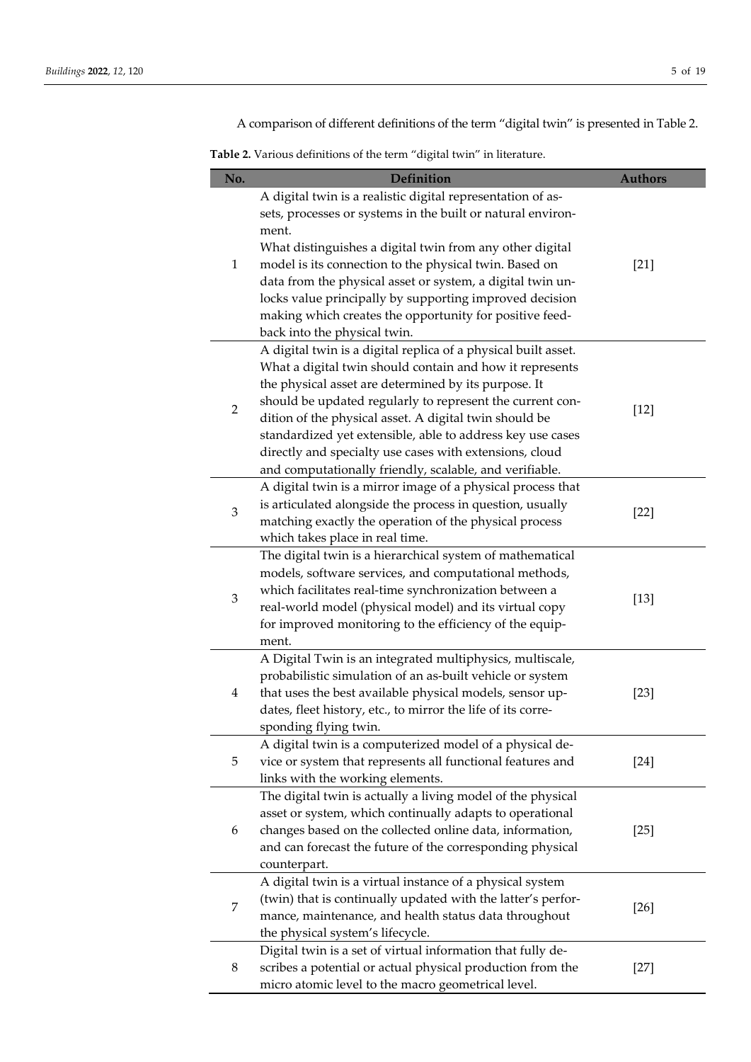A comparison of different definitions of the term "digital twin" is presented in Table 2.

**Table 2.** Various definitions of the term "digital twin" in literature.

| No. | Definition | Authors |
|---|---|---|
| 1 | A digital twin is a realistic digital representation of assets, processes or systems in the built or natural environment. What distinguishes a digital twin from any other digital model is its connection to the physical twin. Based on data from the physical asset or system, a digital twin unlocks value principally by supporting improved decision making which creates the opportunity for positive feedback into the physical twin. | [21] |
| 2 | A digital twin is a digital replica of a physical built asset. What a digital twin should contain and how it represents the physical asset are determined by its purpose. It should be updated regularly to represent the current condition of the physical asset. A digital twin should be standardized yet extensible, able to address key use cases directly and specialty use cases with extensions, cloud and computationally friendly, scalable, and verifiable. | [12] |
| 3 | A digital twin is a mirror image of a physical process that is articulated alongside the process in question, usually matching exactly the operation of the physical process which takes place in real time. | [22] |
| 3 | The digital twin is a hierarchical system of mathematical models, software services, and computational methods, which facilitates real-time synchronization between a real-world model (physical model) and its virtual copy for improved monitoring to the efficiency of the equipment. | [13] |
| 4 | A Digital Twin is an integrated multiphysics, multiscale, probabilistic simulation of an as-built vehicle or system that uses the best available physical models, sensor updates, fleet history, etc., to mirror the life of its corresponding flying twin. | [23] |
| 5 | A digital twin is a computerized model of a physical device or system that represents all functional features and links with the working elements. | [24] |
| 6 | The digital twin is actually a living model of the physical asset or system, which continually adapts to operational changes based on the collected online data, information, and can forecast the future of the corresponding physical counterpart. | [25] |
| 7 | A digital twin is a virtual instance of a physical system (twin) that is continually updated with the latter's performance, maintenance, and health status data throughout the physical system's lifecycle. | [26] |
| 8 | Digital twin is a set of virtual information that fully describes a potential or actual physical production from the micro atomic level to the macro geometrical level. | [27] |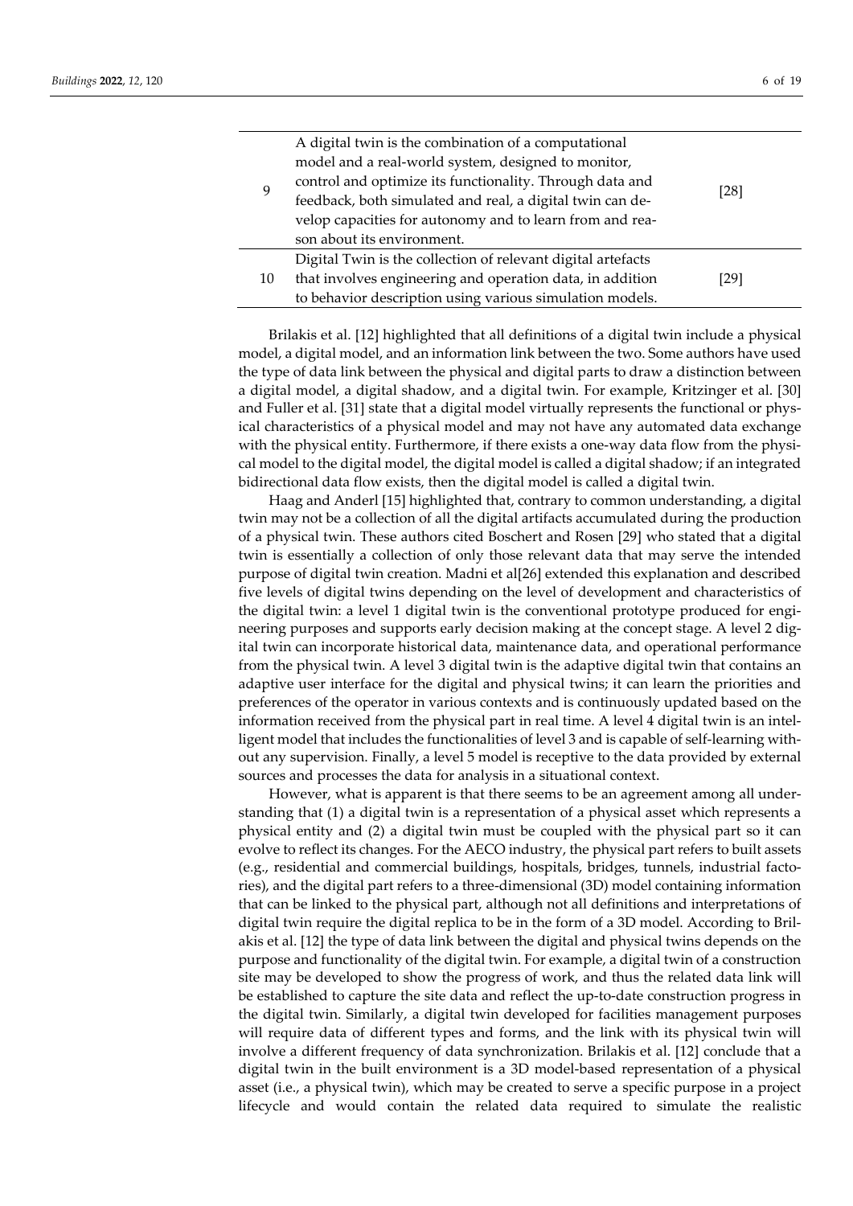| | | |
|---|---|---|
| 9 | A digital twin is the combination of a computational model and a real-world system, designed to monitor, control and optimize its functionality. Through data and feedback, both simulated and real, a digital twin can develop capacities for autonomy and to learn from and reason about its environment. | [28] |
| 10 | Digital Twin is the collection of relevant digital artefacts that involves engineering and operation data, in addition to behavior description using various simulation models. | [29] |

Brilakis et al. [12] highlighted that all definitions of a digital twin include a physical model, a digital model, and an information link between the two. Some authors have used the type of data link between the physical and digital parts to draw a distinction between a digital model, a digital shadow, and a digital twin. For example, Kritzinger et al. [30] and Fuller et al. [31] state that a digital model virtually represents the functional or physical characteristics of a physical model and may not have any automated data exchange with the physical entity. Furthermore, if there exists a one-way data flow from the physical model to the digital model, the digital model is called a digital shadow; if an integrated bidirectional data flow exists, then the digital model is called a digital twin.

Haag and Anderl [15] highlighted that, contrary to common understanding, a digital twin may not be a collection of all the digital artifacts accumulated during the production of a physical twin. These authors cited Boschert and Rosen [29] who stated that a digital twin is essentially a collection of only those relevant data that may serve the intended purpose of digital twin creation. Madni et al[26] extended this explanation and described five levels of digital twins depending on the level of development and characteristics of the digital twin: a level 1 digital twin is the conventional prototype produced for engineering purposes and supports early decision making at the concept stage. A level 2 digital twin can incorporate historical data, maintenance data, and operational performance from the physical twin. A level 3 digital twin is the adaptive digital twin that contains an adaptive user interface for the digital and physical twins; it can learn the priorities and preferences of the operator in various contexts and is continuously updated based on the information received from the physical part in real time. A level 4 digital twin is an intelligent model that includes the functionalities of level 3 and is capable of self-learning without any supervision. Finally, a level 5 model is receptive to the data provided by external sources and processes the data for analysis in a situational context.

However, what is apparent is that there seems to be an agreement among all understanding that (1) a digital twin is a representation of a physical asset which represents a physical entity and (2) a digital twin must be coupled with the physical part so it can evolve to reflect its changes. For the AECO industry, the physical part refers to built assets (e.g., residential and commercial buildings, hospitals, bridges, tunnels, industrial factories), and the digital part refers to a three-dimensional (3D) model containing information that can be linked to the physical part, although not all definitions and interpretations of digital twin require the digital replica to be in the form of a 3D model. According to Brilakis et al. [12] the type of data link between the digital and physical twins depends on the purpose and functionality of the digital twin. For example, a digital twin of a construction site may be developed to show the progress of work, and thus the related data link will be established to capture the site data and reflect the up-to-date construction progress in the digital twin. Similarly, a digital twin developed for facilities management purposes will require data of different types and forms, and the link with its physical twin will involve a different frequency of data synchronization. Brilakis et al. [12] conclude that a digital twin in the built environment is a 3D model-based representation of a physical asset (i.e., a physical twin), which may be created to serve a specific purpose in a project lifecycle and would contain the related data required to simulate the realistic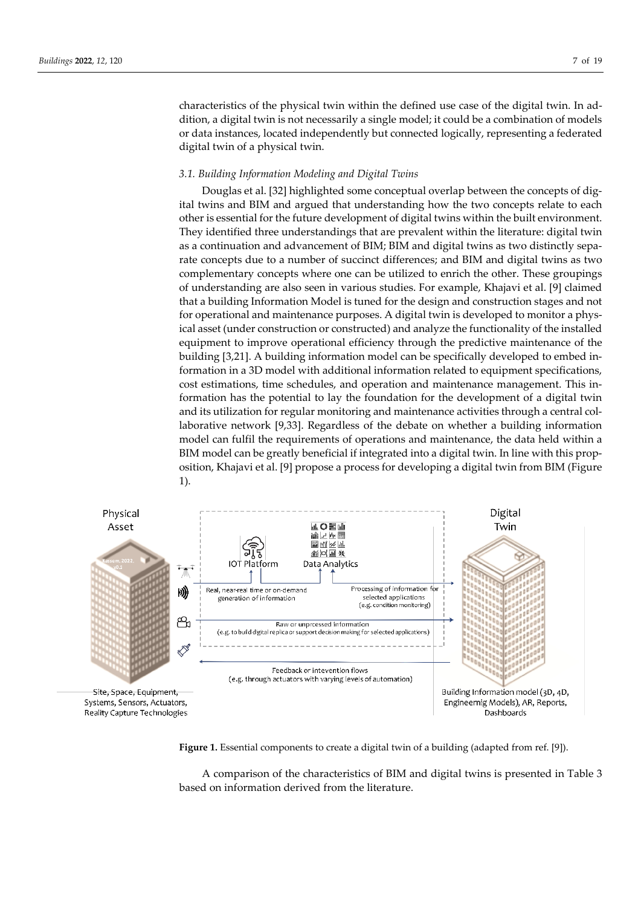characteristics of the physical twin within the defined use case of the digital twin. In addition, a digital twin is not necessarily a single model; it could be a combination of models or data instances, located independently but connected logically, representing a federated digital twin of a physical twin.

### *3.1. Building Information Modeling and Digital Twins*

Douglas et al. [32] highlighted some conceptual overlap between the concepts of digital twins and BIM and argued that understanding how the two concepts relate to each other is essential for the future development of digital twins within the built environment. They identified three understandings that are prevalent within the literature: digital twin as a continuation and advancement of BIM; BIM and digital twins as two distinctly separate concepts due to a number of succinct differences; and BIM and digital twins as two complementary concepts where one can be utilized to enrich the other. These groupings of understanding are also seen in various studies. For example, Khajavi et al. [9] claimed that a building Information Model is tuned for the design and construction stages and not for operational and maintenance purposes. A digital twin is developed to monitor a physical asset (under construction or constructed) and analyze the functionality of the installed equipment to improve operational efficiency through the predictive maintenance of the building [3,21]. A building information model can be specifically developed to embed information in a 3D model with additional information related to equipment specifications, cost estimations, time schedules, and operation and maintenance management. This information has the potential to lay the foundation for the development of a digital twin and its utilization for regular monitoring and maintenance activities through a central collaborative network [9,33]. Regardless of the debate on whether a building information model can fulfil the requirements of operations and maintenance, the data held within a BIM model can be greatly beneficial if integrated into a digital twin. In line with this proposition, Khajavi et al. [9] propose a process for developing a digital twin from BIM (Figure 1).

**Figure 1.** Essential components to create a digital twin of a building (adapted from ref. [9]).

A comparison of the characteristics of BIM and digital twins is presented in Table 3 based on information derived from the literature.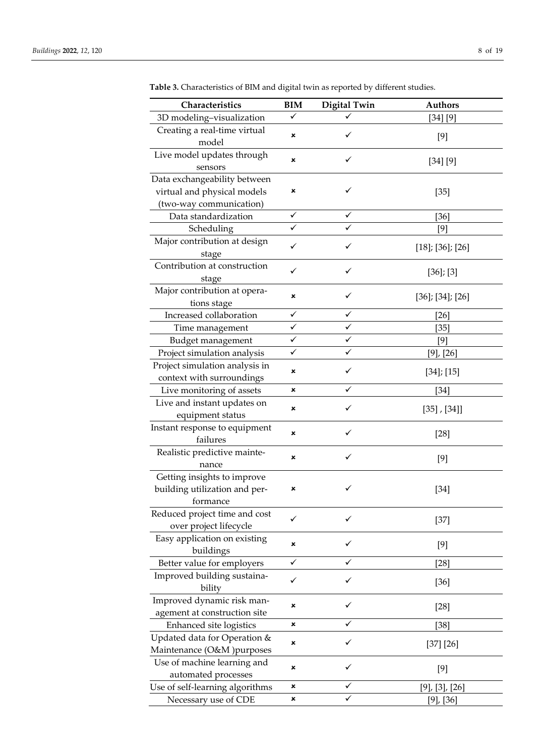**Table 3.** Characteristics of BIM and digital twin as reported by different studies.

| Characteristics | BIM | Digital Twin | Authors |
|---|---|---|---|
| 3D modeling–visualization | ✓ | ✓ | [34] [9] |
| Creating a real-time virtual model | × | ✓ | [9] |
| Live model updates through sensors | × | ✓ | [34] [9] |
| Data exchangeability between virtual and physical models (two-way communication) | × | ✓ | [35] |
| Data standardization | ✓ | ✓ | [36] |
| Scheduling | ✓ | ✓ | [9] |
| Major contribution at design stage | ✓ | ✓ | [18]; [36]; [26] |
| Contribution at construction stage | ✓ | ✓ | [36]; [3] |
| Major contribution at operations stage | × | ✓ | [36]; [34]; [26] |
| Increased collaboration | ✓ | ✓ | [26] |
| Time management | ✓ | ✓ | [35] |
| Budget management | ✓ | ✓ | [9] |
| Project simulation analysis | ✓ | ✓ | [9], [26] |
| Project simulation analysis in context with surroundings | × | ✓ | [34]; [15] |
| Live monitoring of assets | × | ✓ | [34] |
| Live and instant updates on equipment status | × | ✓ | [35] , [34]] |
| Instant response to equipment failures | × | ✓ | [28] |
| Realistic predictive maintenance | × | ✓ | [9] |
| Getting insights to improve building utilization and performance | × | ✓ | [34] |
| Reduced project time and cost over project lifecycle | ✓ | ✓ | [37] |
| Easy application on existing buildings | × | ✓ | [9] |
| Better value for employers | ✓ | ✓ | [28] |
| Improved building sustainability | ✓ | ✓ | [36] |
| Improved dynamic risk management at construction site | × | ✓ | [28] |
| Enhanced site logistics | × | ✓ | [38] |
| Updated data for Operation & Maintenance (O&M )purposes | × | ✓ | [37] [26] |
| Use of machine learning and automated processes | × | ✓ | [9] |
| Use of self-learning algorithms | × | ✓ | [9], [3], [26] |
| Necessary use of CDE | × | ✓ | [9], [36] |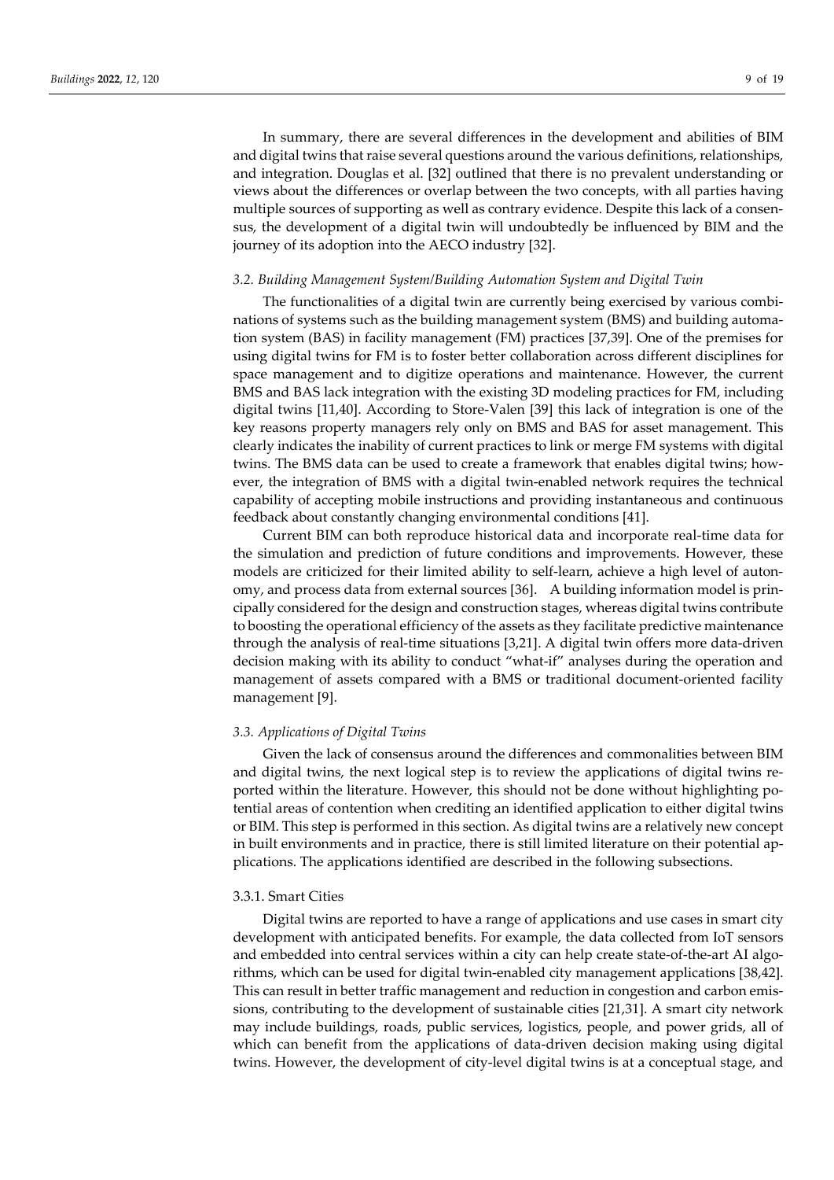In summary, there are several differences in the development and abilities of BIM and digital twins that raise several questions around the various definitions, relationships, and integration. Douglas et al. [32] outlined that there is no prevalent understanding or views about the differences or overlap between the two concepts, with all parties having multiple sources of supporting as well as contrary evidence. Despite this lack of a consensus, the development of a digital twin will undoubtedly be influenced by BIM and the journey of its adoption into the AECO industry [32].

### *3.2. Building Management System/Building Automation System and Digital Twin*

The functionalities of a digital twin are currently being exercised by various combinations of systems such as the building management system (BMS) and building automation system (BAS) in facility management (FM) practices [37,39]. One of the premises for using digital twins for FM is to foster better collaboration across different disciplines for space management and to digitize operations and maintenance. However, the current BMS and BAS lack integration with the existing 3D modeling practices for FM, including digital twins [11,40]. According to Store-Valen [39] this lack of integration is one of the key reasons property managers rely only on BMS and BAS for asset management. This clearly indicates the inability of current practices to link or merge FM systems with digital twins. The BMS data can be used to create a framework that enables digital twins; however, the integration of BMS with a digital twin-enabled network requires the technical capability of accepting mobile instructions and providing instantaneous and continuous feedback about constantly changing environmental conditions [41].

Current BIM can both reproduce historical data and incorporate real-time data for the simulation and prediction of future conditions and improvements. However, these models are criticized for their limited ability to self-learn, achieve a high level of autonomy, and process data from external sources [36]. A building information model is principally considered for the design and construction stages, whereas digital twins contribute to boosting the operational efficiency of the assets as they facilitate predictive maintenance through the analysis of real-time situations [3,21]. A digital twin offers more data-driven decision making with its ability to conduct "what-if" analyses during the operation and management of assets compared with a BMS or traditional document-oriented facility management [9].

### *3.3. Applications of Digital Twins*

Given the lack of consensus around the differences and commonalities between BIM and digital twins, the next logical step is to review the applications of digital twins reported within the literature. However, this should not be done without highlighting potential areas of contention when crediting an identified application to either digital twins or BIM. This step is performed in this section. As digital twins are a relatively new concept in built environments and in practice, there is still limited literature on their potential applications. The applications identified are described in the following subsections.

#### 3.3.1. Smart Cities

Digital twins are reported to have a range of applications and use cases in smart city development with anticipated benefits. For example, the data collected from IoT sensors and embedded into central services within a city can help create state-of-the-art AI algorithms, which can be used for digital twin-enabled city management applications [38,42]. This can result in better traffic management and reduction in congestion and carbon emissions, contributing to the development of sustainable cities [21,31]. A smart city network may include buildings, roads, public services, logistics, people, and power grids, all of which can benefit from the applications of data-driven decision making using digital twins. However, the development of city-level digital twins is at a conceptual stage, and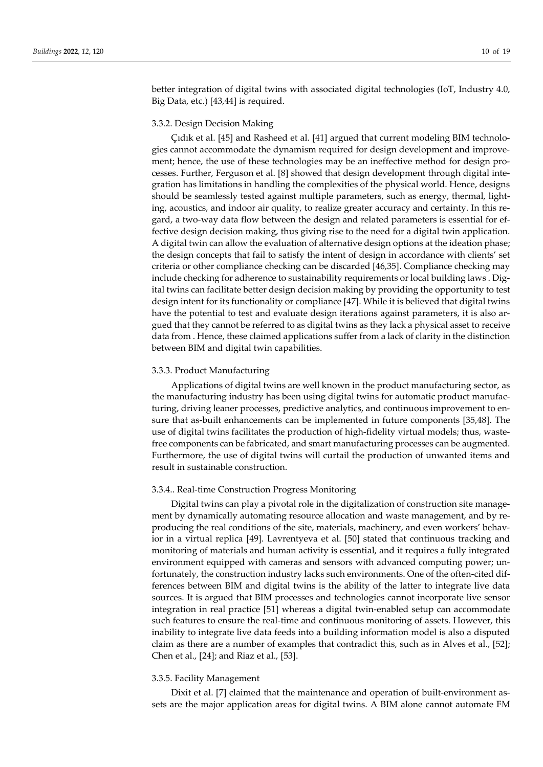better integration of digital twins with associated digital technologies (IoT, Industry 4.0, Big Data, etc.) [43,44] is required.

### 3.3.2. Design Decision Making

Çıdık et al. [45] and Rasheed et al. [41] argued that current modeling BIM technologies cannot accommodate the dynamism required for design development and improvement; hence, the use of these technologies may be an ineffective method for design processes. Further, Ferguson et al. [8] showed that design development through digital integration has limitations in handling the complexities of the physical world. Hence, designs should be seamlessly tested against multiple parameters, such as energy, thermal, lighting, acoustics, and indoor air quality, to realize greater accuracy and certainty. In this regard, a two-way data flow between the design and related parameters is essential for effective design decision making, thus giving rise to the need for a digital twin application. A digital twin can allow the evaluation of alternative design options at the ideation phase; the design concepts that fail to satisfy the intent of design in accordance with clients' set criteria or other compliance checking can be discarded [46,35]. Compliance checking may include checking for adherence to sustainability requirements or local building laws . Digital twins can facilitate better design decision making by providing the opportunity to test design intent for its functionality or compliance [47]. While it is believed that digital twins have the potential to test and evaluate design iterations against parameters, it is also argued that they cannot be referred to as digital twins as they lack a physical asset to receive data from . Hence, these claimed applications suffer from a lack of clarity in the distinction between BIM and digital twin capabilities.

### 3.3.3. Product Manufacturing

Applications of digital twins are well known in the product manufacturing sector, as the manufacturing industry has been using digital twins for automatic product manufacturing, driving leaner processes, predictive analytics, and continuous improvement to ensure that as-built enhancements can be implemented in future components [35,48]. The use of digital twins facilitates the production of high-fidelity virtual models; thus, waste-free components can be fabricated, and smart manufacturing processes can be augmented. Furthermore, the use of digital twins will curtail the production of unwanted items and result in sustainable construction.

### 3.3.4.. Real-time Construction Progress Monitoring

Digital twins can play a pivotal role in the digitalization of construction site management by dynamically automating resource allocation and waste management, and by reproducing the real conditions of the site, materials, machinery, and even workers' behavior in a virtual replica [49]. Lavrentyeva et al. [50] stated that continuous tracking and monitoring of materials and human activity is essential, and it requires a fully integrated environment equipped with cameras and sensors with advanced computing power; unfortunately, the construction industry lacks such environments. One of the often-cited differences between BIM and digital twins is the ability of the latter to integrate live data sources. It is argued that BIM processes and technologies cannot incorporate live sensor integration in real practice [51] whereas a digital twin-enabled setup can accommodate such features to ensure the real-time and continuous monitoring of assets. However, this inability to integrate live data feeds into a building information model is also a disputed claim as there are a number of examples that contradict this, such as in Alves et al., [52]; Chen et al., [24]; and Riaz et al., [53].

### 3.3.5. Facility Management

Dixit et al. [7] claimed that the maintenance and operation of built-environment assets are the major application areas for digital twins. A BIM alone cannot automate FM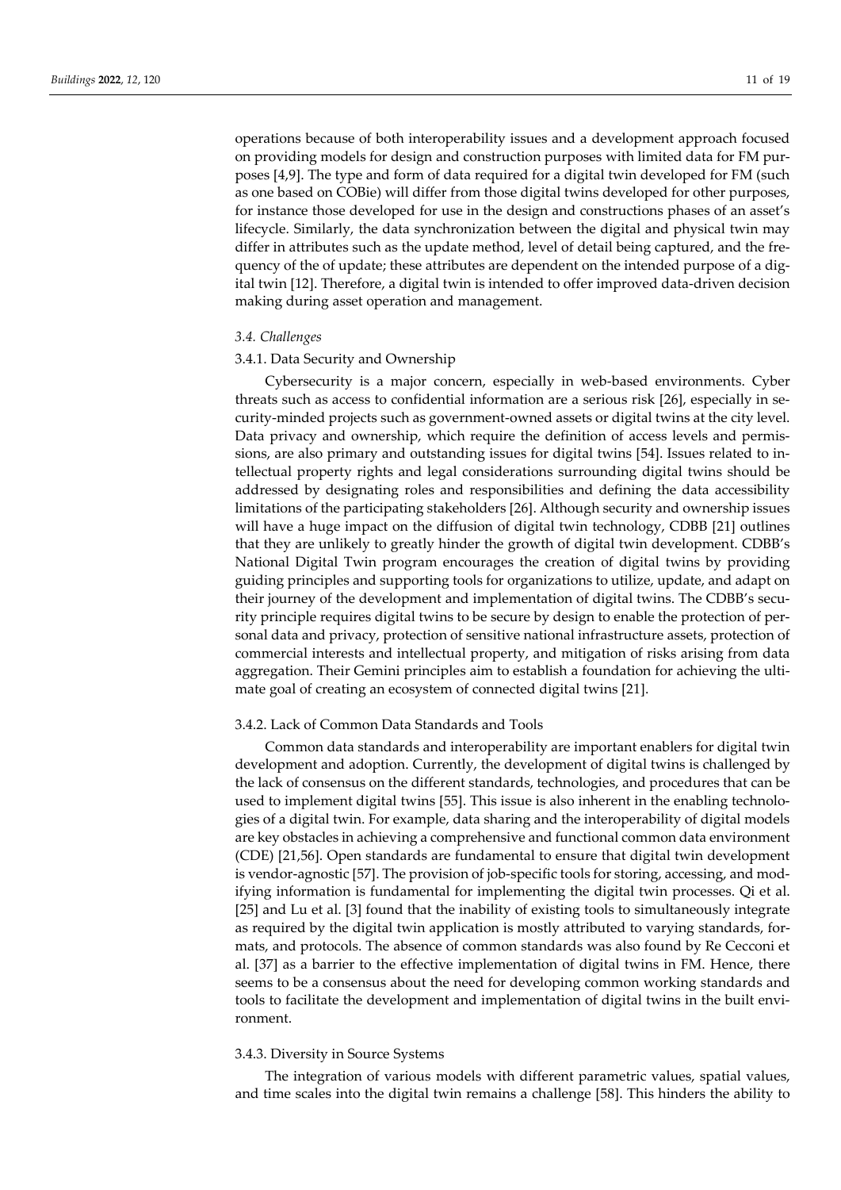operations because of both interoperability issues and a development approach focused on providing models for design and construction purposes with limited data for FM purposes [4,9]. The type and form of data required for a digital twin developed for FM (such as one based on COBie) will differ from those digital twins developed for other purposes, for instance those developed for use in the design and constructions phases of an asset's lifecycle. Similarly, the data synchronization between the digital and physical twin may differ in attributes such as the update method, level of detail being captured, and the frequency of the of update; these attributes are dependent on the intended purpose of a digital twin [12]. Therefore, a digital twin is intended to offer improved data-driven decision making during asset operation and management.

### *3.4. Challenges*

#### 3.4.1. Data Security and Ownership

Cybersecurity is a major concern, especially in web-based environments. Cyber threats such as access to confidential information are a serious risk [26], especially in security-minded projects such as government-owned assets or digital twins at the city level. Data privacy and ownership, which require the definition of access levels and permissions, are also primary and outstanding issues for digital twins [54]. Issues related to intellectual property rights and legal considerations surrounding digital twins should be addressed by designating roles and responsibilities and defining the data accessibility limitations of the participating stakeholders [26]. Although security and ownership issues will have a huge impact on the diffusion of digital twin technology, CDBB [21] outlines that they are unlikely to greatly hinder the growth of digital twin development. CDBB's National Digital Twin program encourages the creation of digital twins by providing guiding principles and supporting tools for organizations to utilize, update, and adapt on their journey of the development and implementation of digital twins. The CDBB's security principle requires digital twins to be secure by design to enable the protection of personal data and privacy, protection of sensitive national infrastructure assets, protection of commercial interests and intellectual property, and mitigation of risks arising from data aggregation. Their Gemini principles aim to establish a foundation for achieving the ultimate goal of creating an ecosystem of connected digital twins [21].

#### 3.4.2. Lack of Common Data Standards and Tools

Common data standards and interoperability are important enablers for digital twin development and adoption. Currently, the development of digital twins is challenged by the lack of consensus on the different standards, technologies, and procedures that can be used to implement digital twins [55]. This issue is also inherent in the enabling technologies of a digital twin. For example, data sharing and the interoperability of digital models are key obstacles in achieving a comprehensive and functional common data environment (CDE) [21,56]. Open standards are fundamental to ensure that digital twin development is vendor-agnostic [57]. The provision of job-specific tools for storing, accessing, and modifying information is fundamental for implementing the digital twin processes. Qi et al. [25] and Lu et al. [3] found that the inability of existing tools to simultaneously integrate as required by the digital twin application is mostly attributed to varying standards, formats, and protocols. The absence of common standards was also found by Re Cecconi et al. [37] as a barrier to the effective implementation of digital twins in FM. Hence, there seems to be a consensus about the need for developing common working standards and tools to facilitate the development and implementation of digital twins in the built environment.

#### 3.4.3. Diversity in Source Systems

The integration of various models with different parametric values, spatial values, and time scales into the digital twin remains a challenge [58]. This hinders the ability to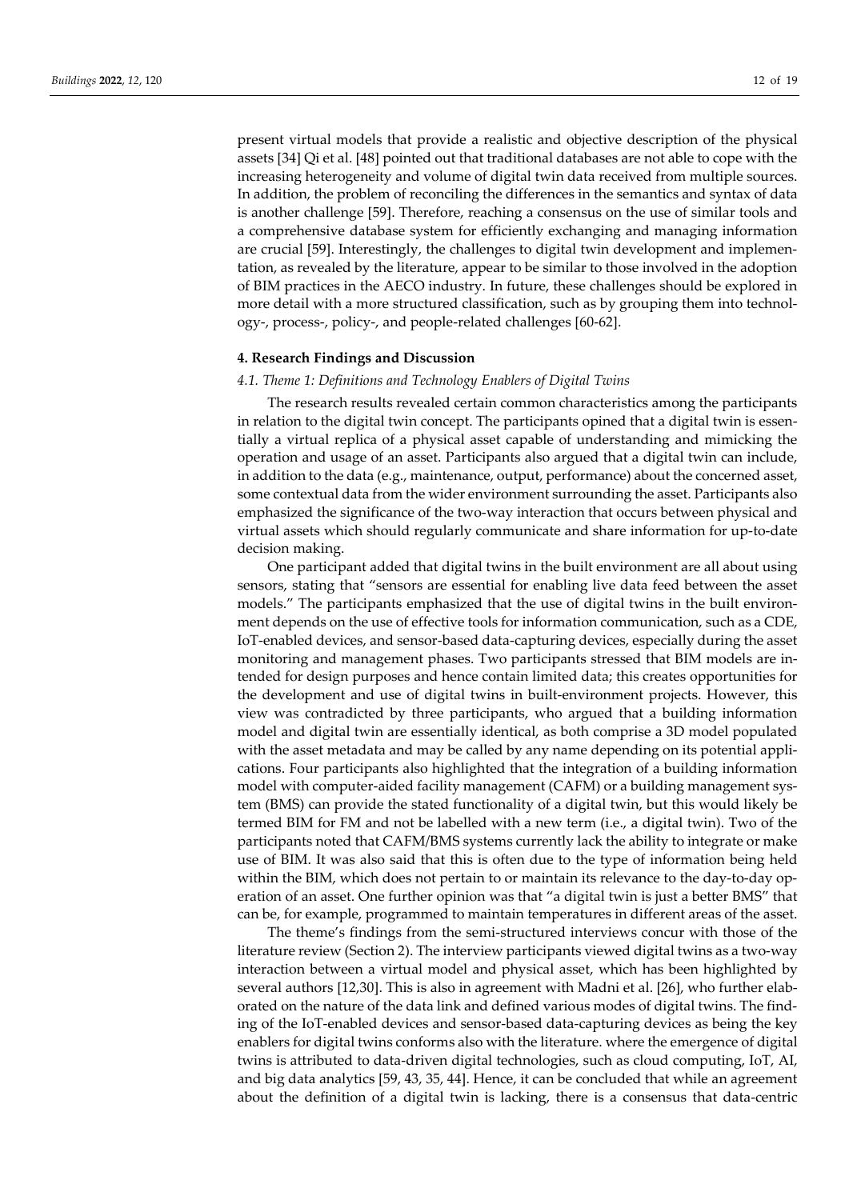present virtual models that provide a realistic and objective description of the physical assets [34] Qi et al. [48] pointed out that traditional databases are not able to cope with the increasing heterogeneity and volume of digital twin data received from multiple sources. In addition, the problem of reconciling the differences in the semantics and syntax of data is another challenge [59]. Therefore, reaching a consensus on the use of similar tools and a comprehensive database system for efficiently exchanging and managing information are crucial [59]. Interestingly, the challenges to digital twin development and implementation, as revealed by the literature, appear to be similar to those involved in the adoption of BIM practices in the AECO industry. In future, these challenges should be explored in more detail with a more structured classification, such as by grouping them into technology-, process-, policy-, and people-related challenges [60-62].

## 4. Research Findings and Discussion

### *4.1. Theme 1: Definitions and Technology Enablers of Digital Twins*

The research results revealed certain common characteristics among the participants in relation to the digital twin concept. The participants opined that a digital twin is essentially a virtual replica of a physical asset capable of understanding and mimicking the operation and usage of an asset. Participants also argued that a digital twin can include, in addition to the data (e.g., maintenance, output, performance) about the concerned asset, some contextual data from the wider environment surrounding the asset. Participants also emphasized the significance of the two-way interaction that occurs between physical and virtual assets which should regularly communicate and share information for up-to-date decision making.

One participant added that digital twins in the built environment are all about using sensors, stating that "sensors are essential for enabling live data feed between the asset models." The participants emphasized that the use of digital twins in the built environment depends on the use of effective tools for information communication, such as a CDE, IoT-enabled devices, and sensor-based data-capturing devices, especially during the asset monitoring and management phases. Two participants stressed that BIM models are intended for design purposes and hence contain limited data; this creates opportunities for the development and use of digital twins in built-environment projects. However, this view was contradicted by three participants, who argued that a building information model and digital twin are essentially identical, as both comprise a 3D model populated with the asset metadata and may be called by any name depending on its potential applications. Four participants also highlighted that the integration of a building information model with computer-aided facility management (CAFM) or a building management system (BMS) can provide the stated functionality of a digital twin, but this would likely be termed BIM for FM and not be labelled with a new term (i.e., a digital twin). Two of the participants noted that CAFM/BMS systems currently lack the ability to integrate or make use of BIM. It was also said that this is often due to the type of information being held within the BIM, which does not pertain to or maintain its relevance to the day-to-day operation of an asset. One further opinion was that "a digital twin is just a better BMS" that can be, for example, programmed to maintain temperatures in different areas of the asset.

The theme's findings from the semi-structured interviews concur with those of the literature review (Section 2). The interview participants viewed digital twins as a two-way interaction between a virtual model and physical asset, which has been highlighted by several authors [12,30]. This is also in agreement with Madni et al. [26], who further elaborated on the nature of the data link and defined various modes of digital twins. The finding of the IoT-enabled devices and sensor-based data-capturing devices as being the key enablers for digital twins conforms also with the literature. where the emergence of digital twins is attributed to data-driven digital technologies, such as cloud computing, IoT, AI, and big data analytics [59, 43, 35, 44]. Hence, it can be concluded that while an agreement about the definition of a digital twin is lacking, there is a consensus that data-centric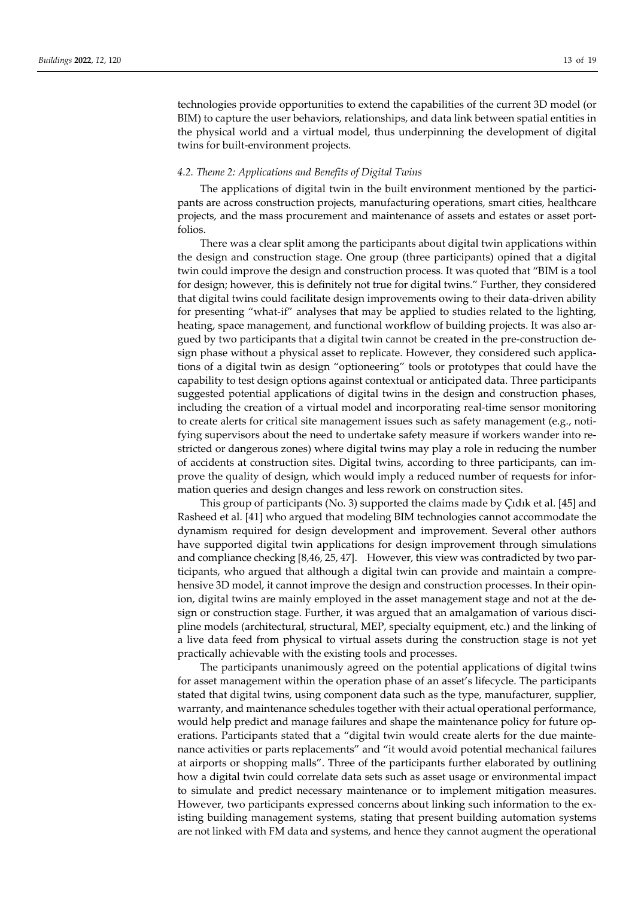technologies provide opportunities to extend the capabilities of the current 3D model (or BIM) to capture the user behaviors, relationships, and data link between spatial entities in the physical world and a virtual model, thus underpinning the development of digital twins for built-environment projects.

### *4.2. Theme 2: Applications and Benefits of Digital Twins*

The applications of digital twin in the built environment mentioned by the participants are across construction projects, manufacturing operations, smart cities, healthcare projects, and the mass procurement and maintenance of assets and estates or asset portfolios.

There was a clear split among the participants about digital twin applications within the design and construction stage. One group (three participants) opined that a digital twin could improve the design and construction process. It was quoted that "BIM is a tool for design; however, this is definitely not true for digital twins." Further, they considered that digital twins could facilitate design improvements owing to their data-driven ability for presenting "what-if" analyses that may be applied to studies related to the lighting, heating, space management, and functional workflow of building projects. It was also argued by two participants that a digital twin cannot be created in the pre-construction design phase without a physical asset to replicate. However, they considered such applications of a digital twin as design "optioneering" tools or prototypes that could have the capability to test design options against contextual or anticipated data. Three participants suggested potential applications of digital twins in the design and construction phases, including the creation of a virtual model and incorporating real-time sensor monitoring to create alerts for critical site management issues such as safety management (e.g., notifying supervisors about the need to undertake safety measure if workers wander into restricted or dangerous zones) where digital twins may play a role in reducing the number of accidents at construction sites. Digital twins, according to three participants, can improve the quality of design, which would imply a reduced number of requests for information queries and design changes and less rework on construction sites.

This group of participants (No. 3) supported the claims made by Çıdık et al. [45] and Rasheed et al. [41] who argued that modeling BIM technologies cannot accommodate the dynamism required for design development and improvement. Several other authors have supported digital twin applications for design improvement through simulations and compliance checking [8,46, 25, 47]. However, this view was contradicted by two participants, who argued that although a digital twin can provide and maintain a comprehensive 3D model, it cannot improve the design and construction processes. In their opinion, digital twins are mainly employed in the asset management stage and not at the design or construction stage. Further, it was argued that an amalgamation of various discipline models (architectural, structural, MEP, specialty equipment, etc.) and the linking of a live data feed from physical to virtual assets during the construction stage is not yet practically achievable with the existing tools and processes.

The participants unanimously agreed on the potential applications of digital twins for asset management within the operation phase of an asset's lifecycle. The participants stated that digital twins, using component data such as the type, manufacturer, supplier, warranty, and maintenance schedules together with their actual operational performance, would help predict and manage failures and shape the maintenance policy for future operations. Participants stated that a "digital twin would create alerts for the due maintenance activities or parts replacements" and "it would avoid potential mechanical failures at airports or shopping malls". Three of the participants further elaborated by outlining how a digital twin could correlate data sets such as asset usage or environmental impact to simulate and predict necessary maintenance or to implement mitigation measures. However, two participants expressed concerns about linking such information to the existing building management systems, stating that present building automation systems are not linked with FM data and systems, and hence they cannot augment the operational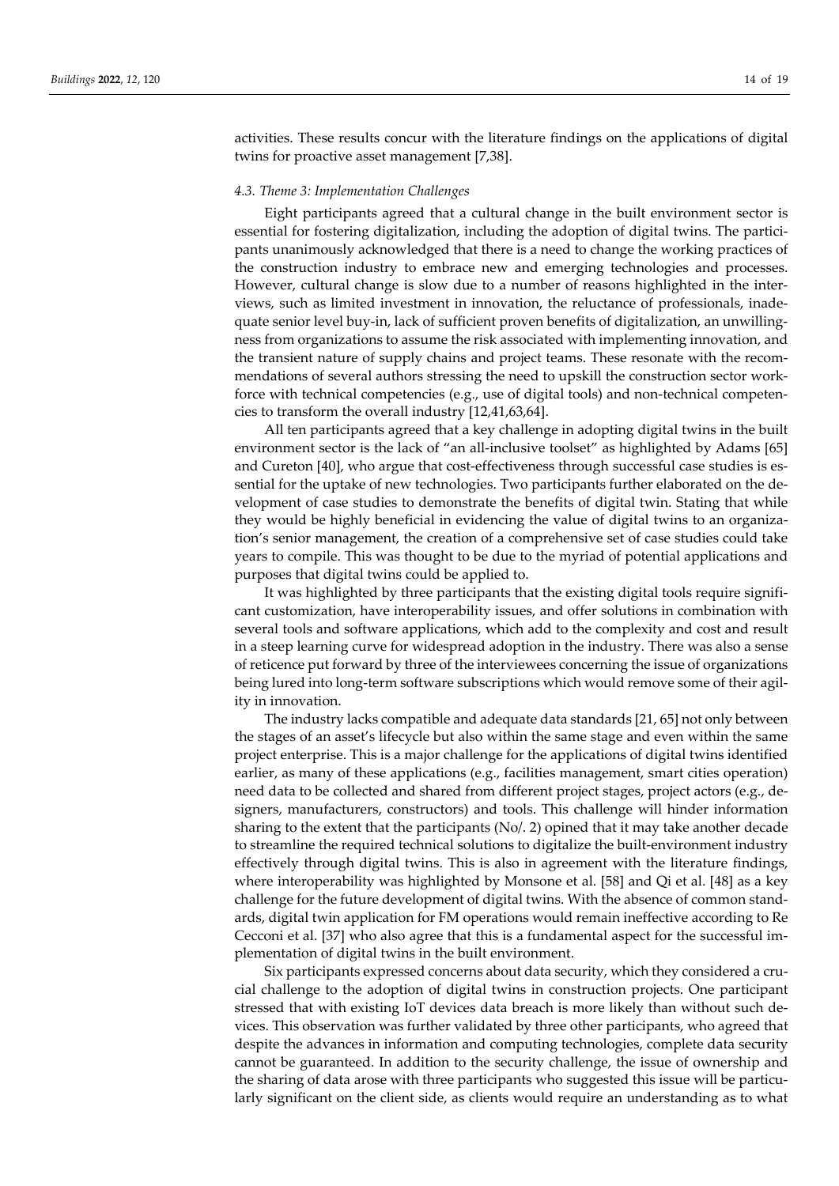activities. These results concur with the literature findings on the applications of digital twins for proactive asset management [7,38].

### *4.3. Theme 3: Implementation Challenges*

Eight participants agreed that a cultural change in the built environment sector is essential for fostering digitalization, including the adoption of digital twins. The participants unanimously acknowledged that there is a need to change the working practices of the construction industry to embrace new and emerging technologies and processes. However, cultural change is slow due to a number of reasons highlighted in the interviews, such as limited investment in innovation, the reluctance of professionals, inadequate senior level buy-in, lack of sufficient proven benefits of digitalization, an unwillingness from organizations to assume the risk associated with implementing innovation, and the transient nature of supply chains and project teams. These resonate with the recommendations of several authors stressing the need to upskill the construction sector workforce with technical competencies (e.g., use of digital tools) and non-technical competencies to transform the overall industry [12,41,63,64].

All ten participants agreed that a key challenge in adopting digital twins in the built environment sector is the lack of "an all-inclusive toolset" as highlighted by Adams [65] and Cureton [40], who argue that cost-effectiveness through successful case studies is essential for the uptake of new technologies. Two participants further elaborated on the development of case studies to demonstrate the benefits of digital twin. Stating that while they would be highly beneficial in evidencing the value of digital twins to an organization's senior management, the creation of a comprehensive set of case studies could take years to compile. This was thought to be due to the myriad of potential applications and purposes that digital twins could be applied to.

It was highlighted by three participants that the existing digital tools require significant customization, have interoperability issues, and offer solutions in combination with several tools and software applications, which add to the complexity and cost and result in a steep learning curve for widespread adoption in the industry. There was also a sense of reticence put forward by three of the interviewees concerning the issue of organizations being lured into long-term software subscriptions which would remove some of their agility in innovation.

The industry lacks compatible and adequate data standards [21, 65] not only between the stages of an asset's lifecycle but also within the same stage and even within the same project enterprise. This is a major challenge for the applications of digital twins identified earlier, as many of these applications (e.g., facilities management, smart cities operation) need data to be collected and shared from different project stages, project actors (e.g., designers, manufacturers, constructors) and tools. This challenge will hinder information sharing to the extent that the participants (No/. 2) opined that it may take another decade to streamline the required technical solutions to digitalize the built-environment industry effectively through digital twins. This is also in agreement with the literature findings, where interoperability was highlighted by Monsone et al. [58] and Qi et al. [48] as a key challenge for the future development of digital twins. With the absence of common standards, digital twin application for FM operations would remain ineffective according to Re Cecconi et al. [37] who also agree that this is a fundamental aspect for the successful implementation of digital twins in the built environment.

Six participants expressed concerns about data security, which they considered a crucial challenge to the adoption of digital twins in construction projects. One participant stressed that with existing IoT devices data breach is more likely than without such devices. This observation was further validated by three other participants, who agreed that despite the advances in information and computing technologies, complete data security cannot be guaranteed. In addition to the security challenge, the issue of ownership and the sharing of data arose with three participants who suggested this issue will be particularly significant on the client side, as clients would require an understanding as to what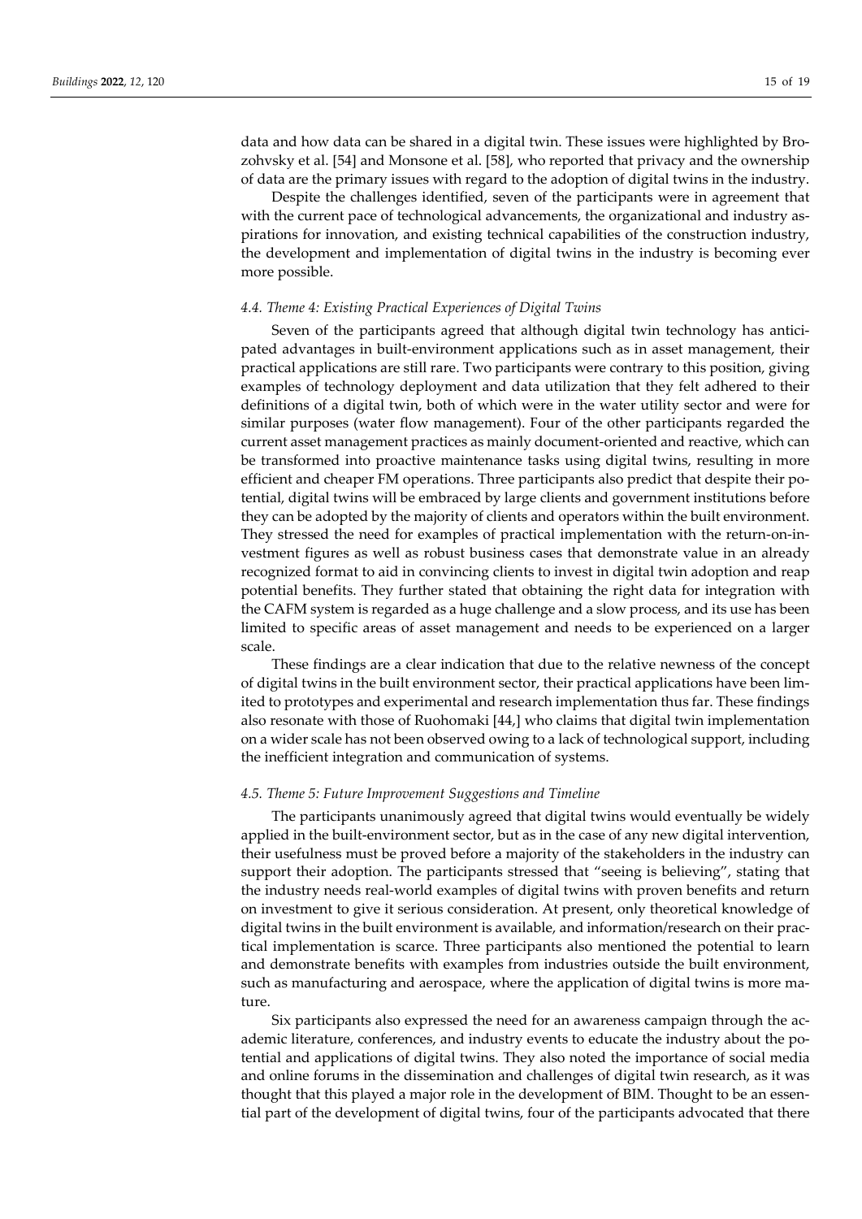data and how data can be shared in a digital twin. These issues were highlighted by Brozohvsky et al. [54] and Monsone et al. [58], who reported that privacy and the ownership of data are the primary issues with regard to the adoption of digital twins in the industry.

Despite the challenges identified, seven of the participants were in agreement that with the current pace of technological advancements, the organizational and industry aspirations for innovation, and existing technical capabilities of the construction industry, the development and implementation of digital twins in the industry is becoming ever more possible.

### *4.4. Theme 4: Existing Practical Experiences of Digital Twins*

Seven of the participants agreed that although digital twin technology has anticipated advantages in built-environment applications such as in asset management, their practical applications are still rare. Two participants were contrary to this position, giving examples of technology deployment and data utilization that they felt adhered to their definitions of a digital twin, both of which were in the water utility sector and were for similar purposes (water flow management). Four of the other participants regarded the current asset management practices as mainly document-oriented and reactive, which can be transformed into proactive maintenance tasks using digital twins, resulting in more efficient and cheaper FM operations. Three participants also predict that despite their potential, digital twins will be embraced by large clients and government institutions before they can be adopted by the majority of clients and operators within the built environment. They stressed the need for examples of practical implementation with the return-on-investment figures as well as robust business cases that demonstrate value in an already recognized format to aid in convincing clients to invest in digital twin adoption and reap potential benefits. They further stated that obtaining the right data for integration with the CAFM system is regarded as a huge challenge and a slow process, and its use has been limited to specific areas of asset management and needs to be experienced on a larger scale.

These findings are a clear indication that due to the relative newness of the concept of digital twins in the built environment sector, their practical applications have been limited to prototypes and experimental and research implementation thus far. These findings also resonate with those of Ruohomaki [44,] who claims that digital twin implementation on a wider scale has not been observed owing to a lack of technological support, including the inefficient integration and communication of systems.

### *4.5. Theme 5: Future Improvement Suggestions and Timeline*

The participants unanimously agreed that digital twins would eventually be widely applied in the built-environment sector, but as in the case of any new digital intervention, their usefulness must be proved before a majority of the stakeholders in the industry can support their adoption. The participants stressed that "seeing is believing", stating that the industry needs real-world examples of digital twins with proven benefits and return on investment to give it serious consideration. At present, only theoretical knowledge of digital twins in the built environment is available, and information/research on their practical implementation is scarce. Three participants also mentioned the potential to learn and demonstrate benefits with examples from industries outside the built environment, such as manufacturing and aerospace, where the application of digital twins is more mature.

Six participants also expressed the need for an awareness campaign through the academic literature, conferences, and industry events to educate the industry about the potential and applications of digital twins. They also noted the importance of social media and online forums in the dissemination and challenges of digital twin research, as it was thought that this played a major role in the development of BIM. Thought to be an essential part of the development of digital twins, four of the participants advocated that there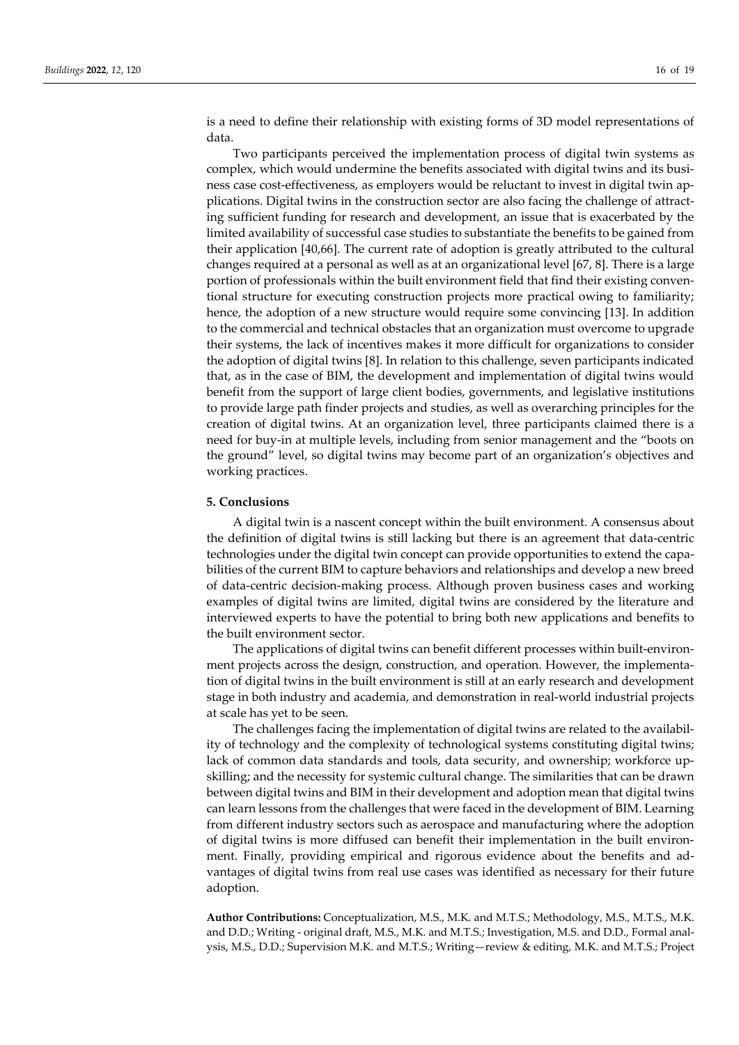is a need to define their relationship with existing forms of 3D model representations of data.

Two participants perceived the implementation process of digital twin systems as complex, which would undermine the benefits associated with digital twins and its business case cost-effectiveness, as employers would be reluctant to invest in digital twin applications. Digital twins in the construction sector are also facing the challenge of attracting sufficient funding for research and development, an issue that is exacerbated by the limited availability of successful case studies to substantiate the benefits to be gained from their application [40,66]. The current rate of adoption is greatly attributed to the cultural changes required at a personal as well as at an organizational level [67, 8]. There is a large portion of professionals within the built environment field that find their existing conventional structure for executing construction projects more practical owing to familiarity; hence, the adoption of a new structure would require some convincing [13]. In addition to the commercial and technical obstacles that an organization must overcome to upgrade their systems, the lack of incentives makes it more difficult for organizations to consider the adoption of digital twins [8]. In relation to this challenge, seven participants indicated that, as in the case of BIM, the development and implementation of digital twins would benefit from the support of large client bodies, governments, and legislative institutions to provide large path finder projects and studies, as well as overarching principles for the creation of digital twins. At an organization level, three participants claimed there is a need for buy-in at multiple levels, including from senior management and the "boots on the ground" level, so digital twins may become part of an organization's objectives and working practices.

## 5. Conclusions

A digital twin is a nascent concept within the built environment. A consensus about the definition of digital twins is still lacking but there is an agreement that data-centric technologies under the digital twin concept can provide opportunities to extend the capabilities of the current BIM to capture behaviors and relationships and develop a new breed of data-centric decision-making process. Although proven business cases and working examples of digital twins are limited, digital twins are considered by the literature and interviewed experts to have the potential to bring both new applications and benefits to the built environment sector.

The applications of digital twins can benefit different processes within built-environment projects across the design, construction, and operation. However, the implementation of digital twins in the built environment is still at an early research and development stage in both industry and academia, and demonstration in real-world industrial projects at scale has yet to be seen.

The challenges facing the implementation of digital twins are related to the availability of technology and the complexity of technological systems constituting digital twins; lack of common data standards and tools, data security, and ownership; workforce upskilling; and the necessity for systemic cultural change. The similarities that can be drawn between digital twins and BIM in their development and adoption mean that digital twins can learn lessons from the challenges that were faced in the development of BIM. Learning from different industry sectors such as aerospace and manufacturing where the adoption of digital twins is more diffused can benefit their implementation in the built environment. Finally, providing empirical and rigorous evidence about the benefits and advantages of digital twins from real use cases was identified as necessary for their future adoption.

**Author Contributions:** Conceptualization, M.S., M.K. and M.T.S.; Methodology, M.S., M.T.S., M.K. and D.D.; Writing - original draft, M.S., M.K. and M.T.S.; Investigation, M.S. and D.D., Formal analysis, M.S., D.D.; Supervision M.K. and M.T.S.; Writing—review & editing, M.K. and M.T.S.; Project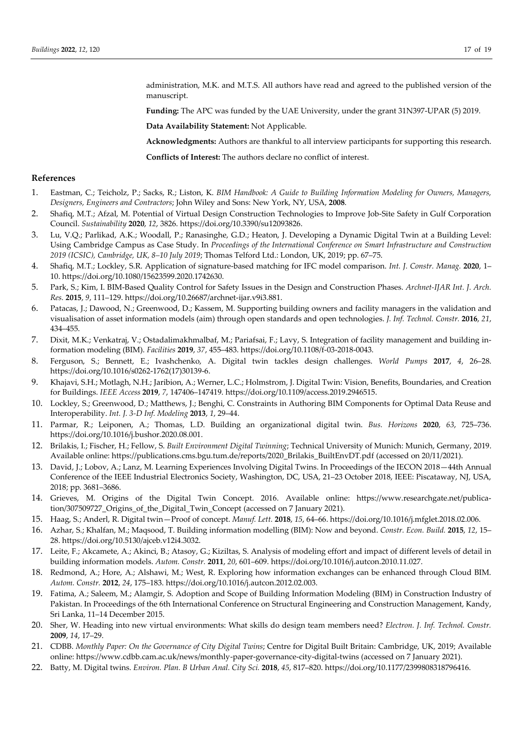administration, M.K. and M.T.S. All authors have read and agreed to the published version of the manuscript.

**Funding:** The APC was funded by the UAE University, under the grant 31N397-UPAR (5) 2019.

**Data Availability Statement:** Not Applicable.

**Acknowledgments:** Authors are thankful to all interview participants for supporting this research.

**Conflicts of Interest:** The authors declare no conflict of interest.

## References

1. Eastman, C.; Teicholz, P.; Sacks, R.; Liston, K. *BIM Handbook: A Guide to Building Information Modeling for Owners, Managers, Designers, Engineers and Contractors*; John Wiley and Sons: New York, NY, USA, **2008**.
2. Shafiq, M.T.; Afzal, M. Potential of Virtual Design Construction Technologies to Improve Job-Site Safety in Gulf Corporation Council. *Sustainability* **2020**, *12*, 3826. https://doi.org/10.3390/su12093826.
3. Lu, V.Q.; Parlikad, A.K.; Woodall, P.; Ranasinghe, G.D.; Heaton, J. Developing a Dynamic Digital Twin at a Building Level: Using Cambridge Campus as Case Study. In *Proceedings of the International Conference on Smart Infrastructure and Construction 2019 (ICSIC), Cambridge, UK, 8–10 July 2019*; Thomas Telford Ltd.: London, UK, 2019; pp. 67–75.
4. Shafiq, M.T.; Lockley, S.R. Application of signature-based matching for IFC model comparison. *Int. J. Constr. Manag.* **2020**, 1–10. https://doi.org/10.1080/15623599.2020.1742630.
5. Park, S.; Kim, I. BIM-Based Quality Control for Safety Issues in the Design and Construction Phases. *Archnet-IJAR Int. J. Arch. Res.* **2015**, *9*, 111–129. https://doi.org/10.26687/archnet-ijar.v9i3.881.
6. Patacas, J.; Dawood, N.; Greenwood, D.; Kassem, M. Supporting building owners and facility managers in the validation and visualisation of asset information models (aim) through open standards and open technologies. *J. Inf. Technol. Constr.* **2016**, *21*, 434–455.
7. Dixit, M.K.; Venkatraj, V.; Ostadalimakhmalbaf, M.; Pariafsai, F.; Lavy, S. Integration of facility management and building information modeling (BIM). *Facilities* **2019**, *37*, 455–483. https://doi.org/10.1108/f-03-2018-0043.
8. Ferguson, S.; Bennett, E.; Ivashchenko, A. Digital twin tackles design challenges. *World Pumps* **2017**, *4*, 26–28. https://doi.org/10.1016/s0262-1762(17)30139-6.
9. Khajavi, S.H.; Motlagh, N.H.; Jaribion, A.; Werner, L.C.; Holmstrom, J. Digital Twin: Vision, Benefits, Boundaries, and Creation for Buildings. *IEEE Access* **2019**, *7*, 147406–147419. https://doi.org/10.1109/access.2019.2946515.
10. Lockley, S.; Greenwood, D.; Matthews, J.; Benghi, C. Constraints in Authoring BIM Components for Optimal Data Reuse and Interoperability. *Int. J. 3-D Inf. Modeling* **2013**, *1*, 29–44.
11. Parmar, R.; Leiponen, A.; Thomas, L.D. Building an organizational digital twin. *Bus. Horizons* **2020**, *63*, 725–736. https://doi.org/10.1016/j.bushor.2020.08.001.
12. Brilakis, I.; Fischer, H.; Fellow, S. *Built Environment Digital Twinning*; Technical University of Munich: Munich, Germany, 2019. Available online: https://publications.cms.bgu.tum.de/reports/2020_Brilakis_BuiltEnvDT.pdf (accessed on 20/11/2021).
13. David, J.; Lobov, A.; Lanz, M. Learning Experiences Involving Digital Twins. In Proceedings of the IECON 2018—44th Annual Conference of the IEEE Industrial Electronics Society, Washington, DC, USA, 21–23 October 2018, IEEE: Piscataway, NJ, USA, 2018; pp. 3681–3686.
14. Grieves, M. Origins of the Digital Twin Concept. 2016. Available online: https://www.researchgate.net/publication/307509727_Origins_of_the_Digital_Twin_Concept (accessed on 7 January 2021).
15. Haag, S.; Anderl, R. Digital twin—Proof of concept. *Manuf. Lett.* **2018**, *15*, 64–66. https://doi.org/10.1016/j.mfglet.2018.02.006.
16. Azhar, S.; Khalfan, M.; Maqsood, T. Building information modelling (BIM): Now and beyond. *Constr. Econ. Build.* **2015**, *12*, 15–28. https://doi.org/10.5130/ajceb.v12i4.3032.
17. Leite, F.; Akcamete, A.; Akinci, B.; Atasoy, G.; Kiziltas, S. Analysis of modeling effort and impact of different levels of detail in building information models. *Autom. Constr.* **2011**, *20*, 601–609. https://doi.org/10.1016/j.autcon.2010.11.027.
18. Redmond, A.; Hore, A.; Alshawi, M.; West, R. Exploring how information exchanges can be enhanced through Cloud BIM. *Autom. Constr.* **2012**, *24*, 175–183. https://doi.org/10.1016/j.autcon.2012.02.003.
19. Fatima, A.; Saleem, M.; Alamgir, S. Adoption and Scope of Building Information Modeling (BIM) in Construction Industry of Pakistan. In Proceedings of the 6th International Conference on Structural Engineering and Construction Management, Kandy, Sri Lanka, 11–14 December 2015.
20. Sher, W. Heading into new virtual environments: What skills do design team members need? *Electron. J. Inf. Technol. Constr.* **2009**, *14*, 17–29.
21. CDBB. *Monthly Paper: On the Governance of City Digital Twins*; Centre for Digital Built Britain: Cambridge, UK, 2019; Available online: https://www.cdbb.cam.ac.uk/news/monthly-paper-governance-city-digital-twins (accessed on 7 January 2021).
22. Batty, M. Digital twins. *Environ. Plan. B Urban Anal. City Sci.* **2018**, *45*, 817–820. https://doi.org/10.1177/2399808318796416.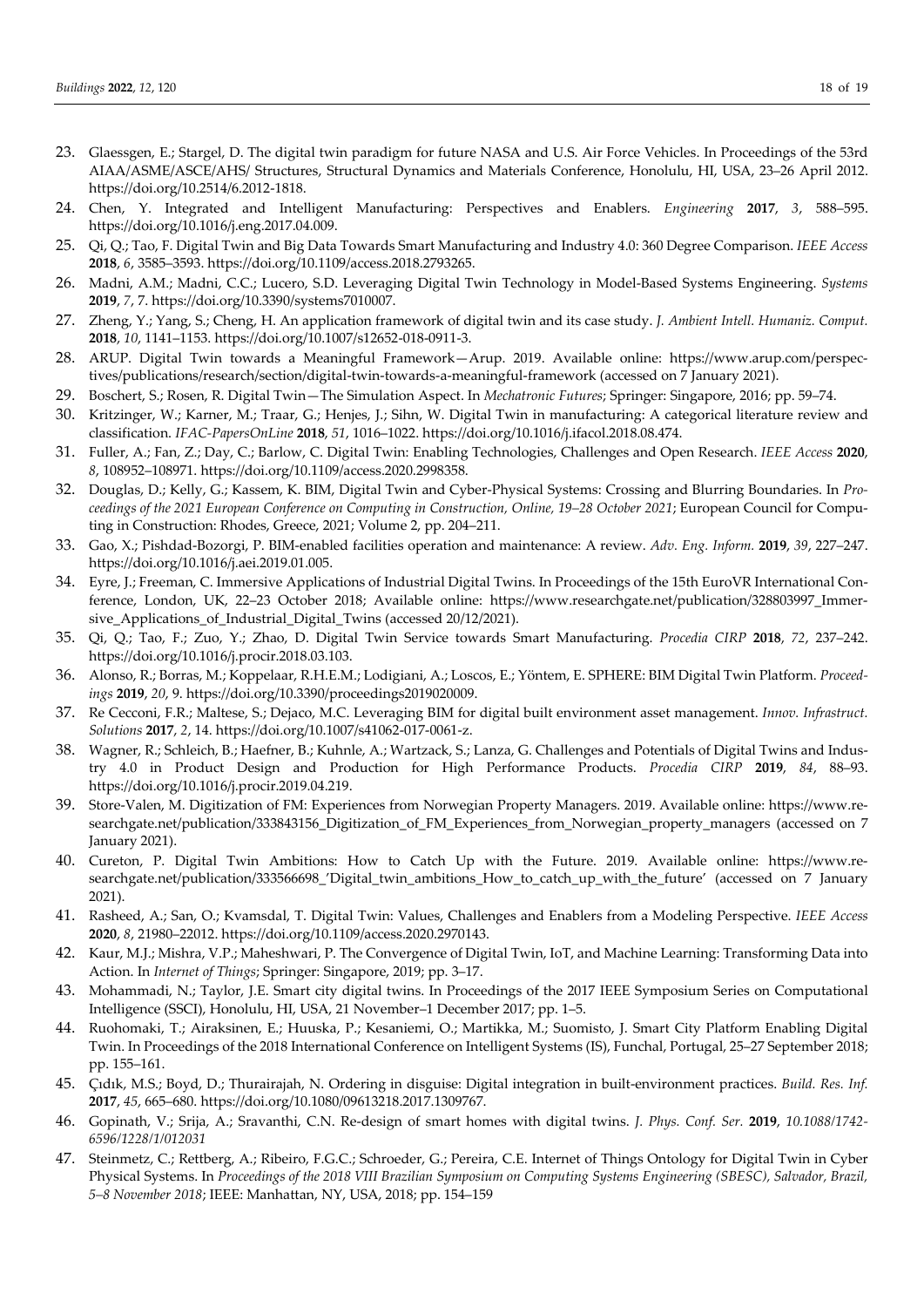23. Glaessgen, E.; Stargel, D. The digital twin paradigm for future NASA and U.S. Air Force Vehicles. In Proceedings of the 53rd AIAA/ASME/ASCE/AHS/ Structures, Structural Dynamics and Materials Conference, Honolulu, HI, USA, 23–26 April 2012. https://doi.org/10.2514/6.2012-1818.
24. Chen, Y. Integrated and Intelligent Manufacturing: Perspectives and Enablers. *Engineering* **2017**, *3*, 588–595. https://doi.org/10.1016/j.eng.2017.04.009.
25. Qi, Q.; Tao, F. Digital Twin and Big Data Towards Smart Manufacturing and Industry 4.0: 360 Degree Comparison. *IEEE Access* **2018**, *6*, 3585–3593. https://doi.org/10.1109/access.2018.2793265.
26. Madni, A.M.; Madni, C.C.; Lucero, S.D. Leveraging Digital Twin Technology in Model-Based Systems Engineering. *Systems* **2019**, *7*, 7. https://doi.org/10.3390/systems7010007.
27. Zheng, Y.; Yang, S.; Cheng, H. An application framework of digital twin and its case study. *J. Ambient Intell. Humaniz. Comput.* **2018**, *10*, 1141–1153. https://doi.org/10.1007/s12652-018-0911-3.
28. ARUP. Digital Twin towards a Meaningful Framework—Arup. 2019. Available online: https://www.arup.com/perspectives/publications/research/section/digital-twin-towards-a-meaningful-framework (accessed on 7 January 2021).
29. Boschert, S.; Rosen, R. Digital Twin—The Simulation Aspect. In *Mechatronic Futures*; Springer: Singapore, 2016; pp. 59–74.
30. Kritzinger, W.; Karner, M.; Traar, G.; Henjes, J.; Sihn, W. Digital Twin in manufacturing: A categorical literature review and classification. *IFAC-PapersOnLine* **2018**, *51*, 1016–1022. https://doi.org/10.1016/j.ifacol.2018.08.474.
31. Fuller, A.; Fan, Z.; Day, C.; Barlow, C. Digital Twin: Enabling Technologies, Challenges and Open Research. *IEEE Access* **2020**, *8*, 108952–108971. https://doi.org/10.1109/access.2020.2998358.
32. Douglas, D.; Kelly, G.; Kassem, K. BIM, Digital Twin and Cyber-Physical Systems: Crossing and Blurring Boundaries. In *Proceedings of the 2021 European Conference on Computing in Construction, Online, 19–28 October 2021*; European Council for Computing in Construction: Rhodes, Greece, 2021; Volume 2, pp. 204–211.
33. Gao, X.; Pishdad-Bozorgi, P. BIM-enabled facilities operation and maintenance: A review. *Adv. Eng. Inform.* **2019**, *39*, 227–247. https://doi.org/10.1016/j.aei.2019.01.005.
34. Eyre, J.; Freeman, C. Immersive Applications of Industrial Digital Twins. In Proceedings of the 15th EuroVR International Conference, London, UK, 22–23 October 2018; Available online: https://www.researchgate.net/publication/328803997_Immersive_Applications_of_Industrial_Digital_Twins (accessed 20/12/2021).
35. Qi, Q.; Tao, F.; Zuo, Y.; Zhao, D. Digital Twin Service towards Smart Manufacturing. *Procedia CIRP* **2018**, *72*, 237–242. https://doi.org/10.1016/j.procir.2018.03.103.
36. Alonso, R.; Borras, M.; Koppelaar, R.H.E.M.; Lodigiani, A.; Loscos, E.; Yöntem, E. SPHERE: BIM Digital Twin Platform. *Proceedings* **2019**, *20*, 9. https://doi.org/10.3390/proceedings2019020009.
37. Re Cecconi, F.R.; Maltese, S.; Dejaco, M.C. Leveraging BIM for digital built environment asset management. *Innov. Infrastruct. Solutions* **2017**, *2*, 14. https://doi.org/10.1007/s41062-017-0061-z.
38. Wagner, R.; Schleich, B.; Haefner, B.; Kuhnle, A.; Wartzack, S.; Lanza, G. Challenges and Potentials of Digital Twins and Industry 4.0 in Product Design and Production for High Performance Products. *Procedia CIRP* **2019**, *84*, 88–93. https://doi.org/10.1016/j.procir.2019.04.219.
39. Store-Valen, M. Digitization of FM: Experiences from Norwegian Property Managers. 2019. Available online: https://www.researchgate.net/publication/333843156_Digitization_of_FM_Experiences_from_Norwegian_property_managers (accessed on 7 January 2021).
40. Cureton, P. Digital Twin Ambitions: How to Catch Up with the Future. 2019. Available online: https://www.researchgate.net/publication/333566698_'Digital_twin_ambitions_How_to_catch_up_with_the_future' (accessed on 7 January 2021).
41. Rasheed, A.; San, O.; Kvamsdal, T. Digital Twin: Values, Challenges and Enablers from a Modeling Perspective. *IEEE Access* **2020**, *8*, 21980–22012. https://doi.org/10.1109/access.2020.2970143.
42. Kaur, M.J.; Mishra, V.P.; Maheshwari, P. The Convergence of Digital Twin, IoT, and Machine Learning: Transforming Data into Action. In *Internet of Things*; Springer: Singapore, 2019; pp. 3–17.
43. Mohammadi, N.; Taylor, J.E. Smart city digital twins. In Proceedings of the 2017 IEEE Symposium Series on Computational Intelligence (SSCI), Honolulu, HI, USA, 21 November–1 December 2017; pp. 1–5.
44. Ruohomaki, T.; Airaksinen, E.; Huuska, P.; Kesaniemi, O.; Martikka, M.; Suomisto, J. Smart City Platform Enabling Digital Twin. In Proceedings of the 2018 International Conference on Intelligent Systems (IS), Funchal, Portugal, 25–27 September 2018; pp. 155–161.
45. Çıdık, M.S.; Boyd, D.; Thurairajah, N. Ordering in disguise: Digital integration in built-environment practices. *Build. Res. Inf.* **2017**, *45*, 665–680. https://doi.org/10.1080/09613218.2017.1309767.
46. Gopinath, V.; Srija, A.; Sravanthi, C.N. Re-design of smart homes with digital twins. *J. Phys. Conf. Ser.* **2019**, *10.1088/1742-6596/1228/1/012031*
47. Steinmetz, C.; Rettberg, A.; Ribeiro, F.G.C.; Schroeder, G.; Pereira, C.E. Internet of Things Ontology for Digital Twin in Cyber Physical Systems. In *Proceedings of the 2018 VIII Brazilian Symposium on Computing Systems Engineering (SBESC), Salvador, Brazil, 5–8 November 2018*; IEEE: Manhattan, NY, USA, 2018; pp. 154–159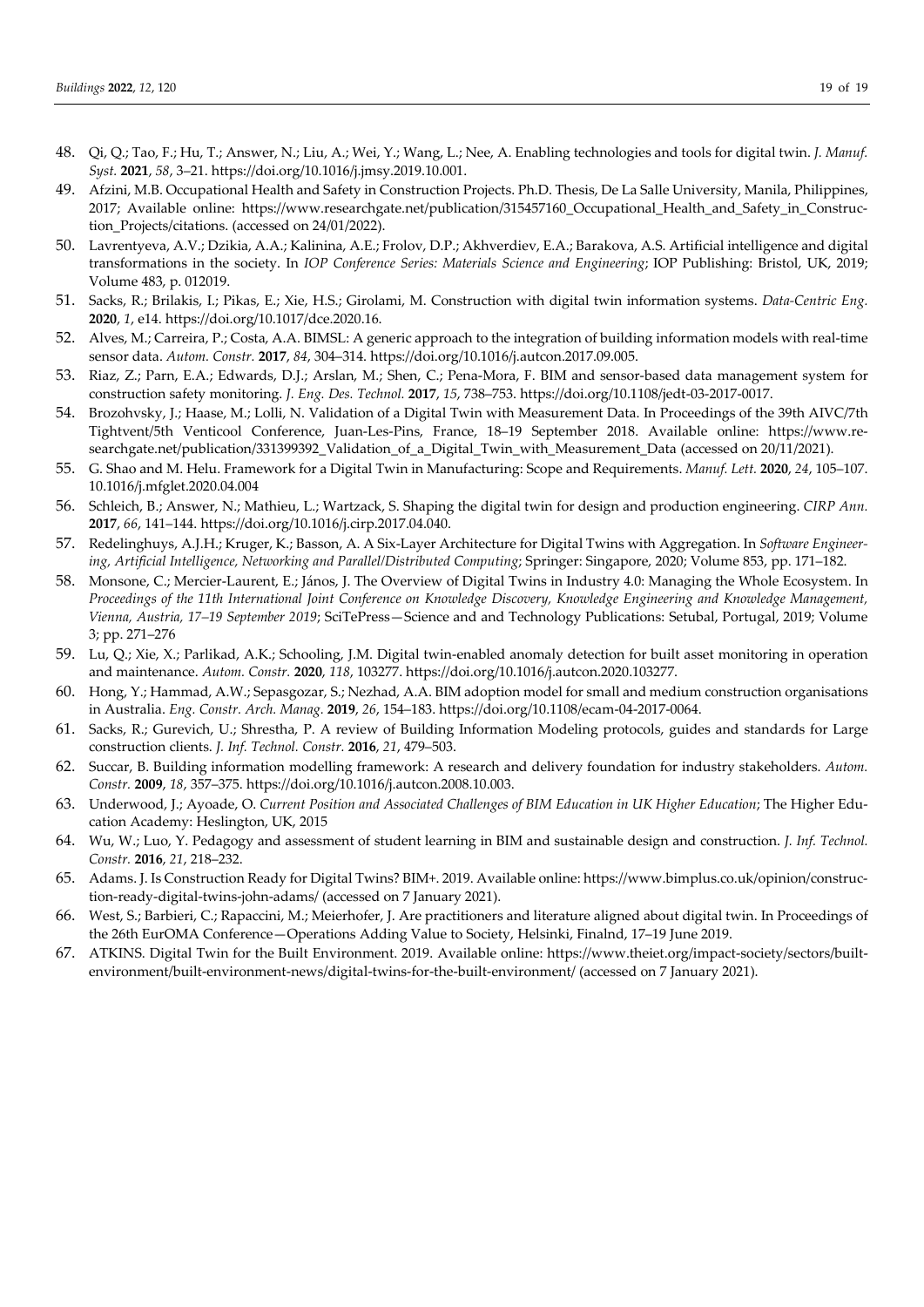48. Qi, Q.; Tao, F.; Hu, T.; Answer, N.; Liu, A.; Wei, Y.; Wang, L.; Nee, A. Enabling technologies and tools for digital twin. *J. Manuf. Syst.* **2021**, *58*, 3–21. https://doi.org/10.1016/j.jmsy.2019.10.001.
49. Afzini, M.B. Occupational Health and Safety in Construction Projects. Ph.D. Thesis, De La Salle University, Manila, Philippines, 2017; Available online: https://www.researchgate.net/publication/315457160_Occupational_Health_and_Safety_in_Construction_Projects/citations. (accessed on 24/01/2022).
50. Lavrentyeva, A.V.; Dzikia, A.A.; Kalinina, A.E.; Frolov, D.P.; Akhverdiev, E.A.; Barakova, A.S. Artificial intelligence and digital transformations in the society. In *IOP Conference Series: Materials Science and Engineering*; IOP Publishing: Bristol, UK, 2019; Volume 483, p. 012019.
51. Sacks, R.; Brilakis, I.; Pikas, E.; Xie, H.S.; Girolami, M. Construction with digital twin information systems. *Data-Centric Eng.* **2020**, *1*, e14. https://doi.org/10.1017/dce.2020.16.
52. Alves, M.; Carreira, P.; Costa, A.A. BIMSL: A generic approach to the integration of building information models with real-time sensor data. *Autom. Constr.* **2017**, *84*, 304–314. https://doi.org/10.1016/j.autcon.2017.09.005.
53. Riaz, Z.; Parn, E.A.; Edwards, D.J.; Arslan, M.; Shen, C.; Pena-Mora, F. BIM and sensor-based data management system for construction safety monitoring. *J. Eng. Des. Technol.* **2017**, *15*, 738–753. https://doi.org/10.1108/jedt-03-2017-0017.
54. Brozohvsky, J.; Haase, M.; Lolli, N. Validation of a Digital Twin with Measurement Data. In Proceedings of the 39th AIVC/7th Tightvent/5th Venticool Conference, Juan-Les-Pins, France, 18–19 September 2018. Available online: https://www.researchgate.net/publication/331399392_Validation_of_a_Digital_Twin_with_Measurement_Data (accessed on 20/11/2021).
55. G. Shao and M. Helu. Framework for a Digital Twin in Manufacturing: Scope and Requirements. *Manuf. Lett.* **2020**, *24*, 105–107. 10.1016/j.mfglet.2020.04.004
56. Schleich, B.; Answer, N.; Mathieu, L.; Wartzack, S. Shaping the digital twin for design and production engineering. *CIRP Ann.* **2017**, *66*, 141–144. https://doi.org/10.1016/j.cirp.2017.04.040.
57. Redelinghuys, A.J.H.; Kruger, K.; Basson, A. A Six-Layer Architecture for Digital Twins with Aggregation. In *Software Engineering, Artificial Intelligence, Networking and Parallel/Distributed Computing*; Springer: Singapore, 2020; Volume 853, pp. 171–182.
58. Monsone, C.; Mercier-Laurent, E.; János, J. The Overview of Digital Twins in Industry 4.0: Managing the Whole Ecosystem. In *Proceedings of the 11th International Joint Conference on Knowledge Discovery, Knowledge Engineering and Knowledge Management, Vienna, Austria, 17–19 September 2019*; SciTePress—Science and and Technology Publications: Setubal, Portugal, 2019; Volume 3; pp. 271–276
59. Lu, Q.; Xie, X.; Parlikad, A.K.; Schooling, J.M. Digital twin-enabled anomaly detection for built asset monitoring in operation and maintenance. *Autom. Constr.* **2020**, *118*, 103277. https://doi.org/10.1016/j.autcon.2020.103277.
60. Hong, Y.; Hammad, A.W.; Sepasgozar, S.; Nezhad, A.A. BIM adoption model for small and medium construction organisations in Australia. *Eng. Constr. Arch. Manag.* **2019**, *26*, 154–183. https://doi.org/10.1108/ecam-04-2017-0064.
61. Sacks, R.; Gurevich, U.; Shrestha, P. A review of Building Information Modeling protocols, guides and standards for Large construction clients. *J. Inf. Technol. Constr.* **2016**, *21*, 479–503.
62. Succar, B. Building information modelling framework: A research and delivery foundation for industry stakeholders. *Autom. Constr.* **2009**, *18*, 357–375. https://doi.org/10.1016/j.autcon.2008.10.003.
63. Underwood, J.; Ayoade, O. *Current Position and Associated Challenges of BIM Education in UK Higher Education*; The Higher Education Academy: Heslington, UK, 2015
64. Wu, W.; Luo, Y. Pedagogy and assessment of student learning in BIM and sustainable design and construction. *J. Inf. Technol. Constr.* **2016**, *21*, 218–232.
65. Adams. J. Is Construction Ready for Digital Twins? BIM+. 2019. Available online: https://www.bimplus.co.uk/opinion/construction-ready-digital-twins-john-adams/ (accessed on 7 January 2021).
66. West, S.; Barbieri, C.; Rapaccini, M.; Meierhofer, J. Are practitioners and literature aligned about digital twin. In Proceedings of the 26th EurOMA Conference—Operations Adding Value to Society, Helsinki, Finalnd, 17–19 June 2019.
67. ATKINS. Digital Twin for the Built Environment. 2019. Available online: https://www.theiet.org/impact-society/sectors/built-environment/built-environment-news/digital-twins-for-the-built-environment/ (accessed on 7 January 2021).